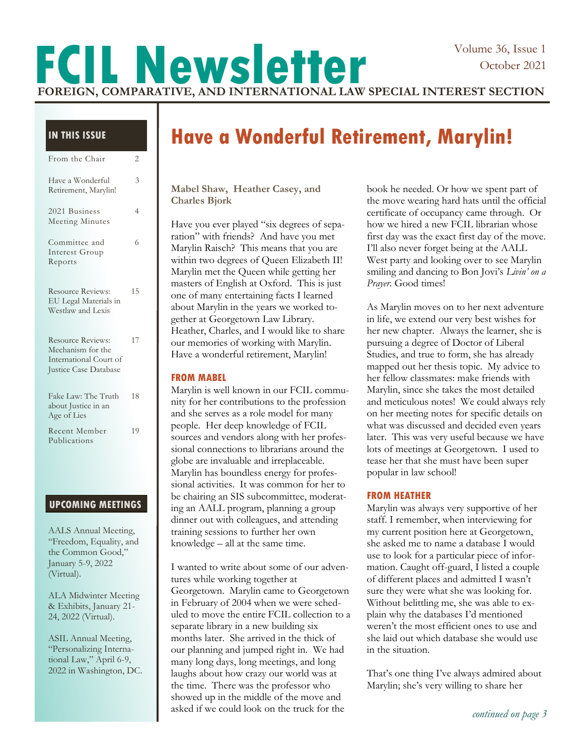# FCIL Newsletter

**FOREIGN, COMPARATIVE, AND INTERNATIONAL LAW SPECIAL INTEREST SECTION**

Volume 36, Issue 1
October 2021

## IN THIS ISSUE

| | |
|---|---|
| From the Chair | 2 |
| Have a Wonderful Retirement, Marylin! | 3 |
| 2021 Business Meeting Minutes | 4 |
| Committee and Interest Group Reports | 6 |
| Resource Reviews: EU Legal Materials in Westlaw and Lexis | 15 |
| Resource Reviews: Mechanism for the International Court of Justice Case Database | 17 |
| Fake Law: The Truth about Justice in an Age of Lies | 18 |
| Recent Member Publications | 19 |

## UPCOMING MEETINGS

AALS Annual Meeting, "Freedom, Equality, and the Common Good," January 5-9, 2022 (Virtual).

ALA Midwinter Meeting & Exhibits, January 21-24, 2022 (Virtual).

ASIL Annual Meeting, "Personalizing International Law," April 6-9, 2022 in Washington, DC.

# Have a Wonderful Retirement, Marylin!

**Mabel Shaw, Heather Casey, and Charles Bjork**

Have you ever played "six degrees of separation" with friends? And have you met Marylin Raisch? This means that you are within two degrees of Queen Elizabeth II! Marylin met the Queen while getting her masters of English at Oxford. This is just one of many entertaining facts I learned about Marylin in the years we worked together at Georgetown Law Library. Heather, Charles, and I would like to share our memories of working with Marylin. Have a wonderful retirement, Marylin!

### FROM MABEL

Marylin is well known in our FCIL community for her contributions to the profession and she serves as a role model for many people. Her deep knowledge of FCIL sources and vendors along with her professional connections to librarians around the globe are invaluable and irreplaceable. Marylin has boundless energy for professional activities. It was common for her to be chairing an SIS subcommittee, moderating an AALL program, planning a group dinner out with colleagues, and attending training sessions to further her own knowledge – all at the same time.

I wanted to write about some of our adventures while working together at Georgetown. Marylin came to Georgetown in February of 2004 when we were scheduled to move the entire FCIL collection to a separate library in a new building six months later. She arrived in the thick of our planning and jumped right in. We had many long days, long meetings, and long laughs about how crazy our world was at the time. There was the professor who showed up in the middle of the move and asked if we could look on the truck for the book he needed. Or how we spent part of the move wearing hard hats until the official certificate of occupancy came through. Or how we hired a new FCIL librarian whose first day was the exact first day of the move. I'll also never forget being at the AALL West party and looking over to see Marylin smiling and dancing to Bon Jovi's *Livin' on a Prayer*. Good times!

As Marylin moves on to her next adventure in life, we extend our very best wishes for her new chapter. Always the learner, she is pursuing a degree of Doctor of Liberal Studies, and true to form, she has already mapped out her thesis topic. My advice to her fellow classmates: make friends with Marylin, since she takes the most detailed and meticulous notes! We could always rely on her meeting notes for specific details on what was discussed and decided even years later. This was very useful because we have lots of meetings at Georgetown. I used to tease her that she must have been super popular in law school!

### FROM HEATHER

Marylin was always very supportive of her staff. I remember, when interviewing for my current position here at Georgetown, she asked me to name a database I would use to look for a particular piece of information. Caught off-guard, I listed a couple of different places and admitted I wasn't sure they were what she was looking for. Without belittling me, she was able to explain why the databases I'd mentioned weren't the most efficient ones to use and she laid out which database she would use in the situation.

That's one thing I've always admired about Marylin; she's very willing to share her

*continued on page 3*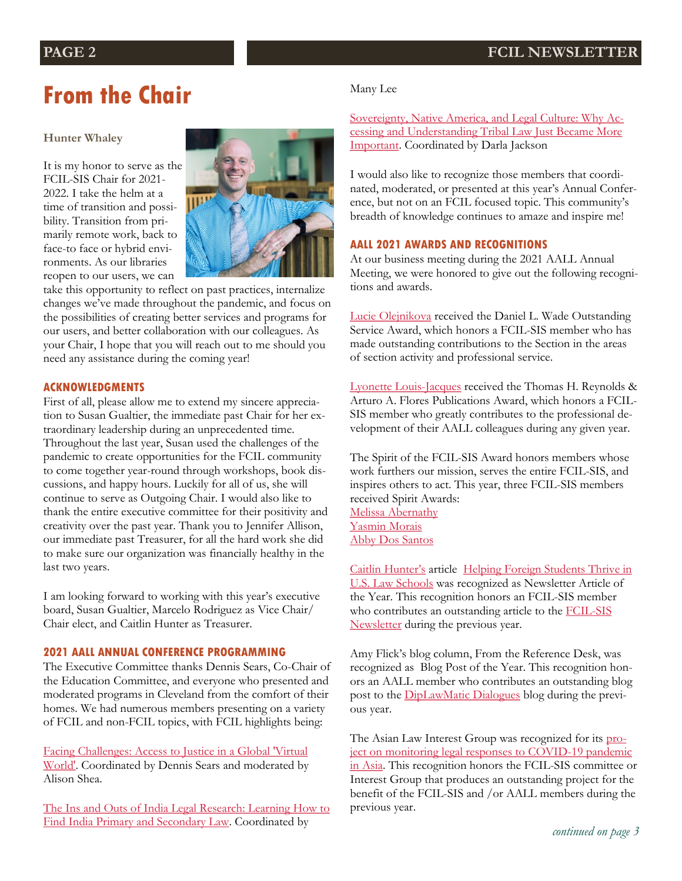# From the Chair

**Hunter Whaley**

It is my honor to serve as the FCIL-SIS Chair for 2021-2022. I take the helm at a time of transition and possibility. Transition from primarily remote work, back to face-to face or hybrid environments. As our libraries reopen to our users, we can take this opportunity to reflect on past practices, internalize changes we've made throughout the pandemic, and focus on the possibilities of creating better services and programs for our users, and better collaboration with our colleagues. As your Chair, I hope that you will reach out to me should you need any assistance during the coming year!

### ACKNOWLEDGMENTS

First of all, please allow me to extend my sincere appreciation to Susan Gualtier, the immediate past Chair for her extraordinary leadership during an unprecedented time. Throughout the last year, Susan used the challenges of the pandemic to create opportunities for the FCIL community to come together year-round through workshops, book discussions, and happy hours. Luckily for all of us, she will continue to serve as Outgoing Chair. I would also like to thank the entire executive committee for their positivity and creativity over the past year. Thank you to Jennifer Allison, our immediate past Treasurer, for all the hard work she did to make sure our organization was financially healthy in the last two years.

I am looking forward to working with this year's executive board, Susan Gualtier, Marcelo Rodriguez as Vice Chair/Chair elect, and Caitlin Hunter as Treasurer.

### 2021 AALL ANNUAL CONFERENCE PROGRAMMING

The Executive Committee thanks Dennis Sears, Co-Chair of the Education Committee, and everyone who presented and moderated programs in Cleveland from the comfort of their homes. We had numerous members presenting on a variety of FCIL and non-FCIL topics, with FCIL highlights being:

Facing Challenges: Access to Justice in a Global 'Virtual World'. Coordinated by Dennis Sears and moderated by Alison Shea.

The Ins and Outs of India Legal Research: Learning How to Find India Primary and Secondary Law. Coordinated by Many Lee

Sovereignty, Native America, and Legal Culture: Why Accessing and Understanding Tribal Law Just Became More Important. Coordinated by Darla Jackson

I would also like to recognize those members that coordinated, moderated, or presented at this year's Annual Conference, but not on an FCIL focused topic. This community's breadth of knowledge continues to amaze and inspire me!

### AALL 2021 AWARDS AND RECOGNITIONS

At our business meeting during the 2021 AALL Annual Meeting, we were honored to give out the following recognitions and awards.

Lucie Olejnikova received the Daniel L. Wade Outstanding Service Award, which honors a FCIL-SIS member who has made outstanding contributions to the Section in the areas of section activity and professional service.

Lyonette Louis-Jacques received the Thomas H. Reynolds & Arturo A. Flores Publications Award, which honors a FCIL-SIS member who greatly contributes to the professional development of their AALL colleagues during any given year.

The Spirit of the FCIL-SIS Award honors members whose work furthers our mission, serves the entire FCIL-SIS, and inspires others to act. This year, three FCIL-SIS members received Spirit Awards:
Melissa Abernathy
Yasmin Morais
Abby Dos Santos

Caitlin Hunter's article Helping Foreign Students Thrive in U.S. Law Schools was recognized as Newsletter Article of the Year. This recognition honors an FCIL-SIS member who contributes an outstanding article to the FCIL-SIS Newsletter during the previous year.

Amy Flick's blog column, From the Reference Desk, was recognized as Blog Post of the Year. This recognition honors an AALL member who contributes an outstanding blog post to the DipLawMatic Dialogues blog during the previous year.

The Asian Law Interest Group was recognized for its project on monitoring legal responses to COVID-19 pandemic in Asia. This recognition honors the FCIL-SIS committee or Interest Group that produces an outstanding project for the benefit of the FCIL-SIS and /or AALL members during the previous year.

*continued on page 3*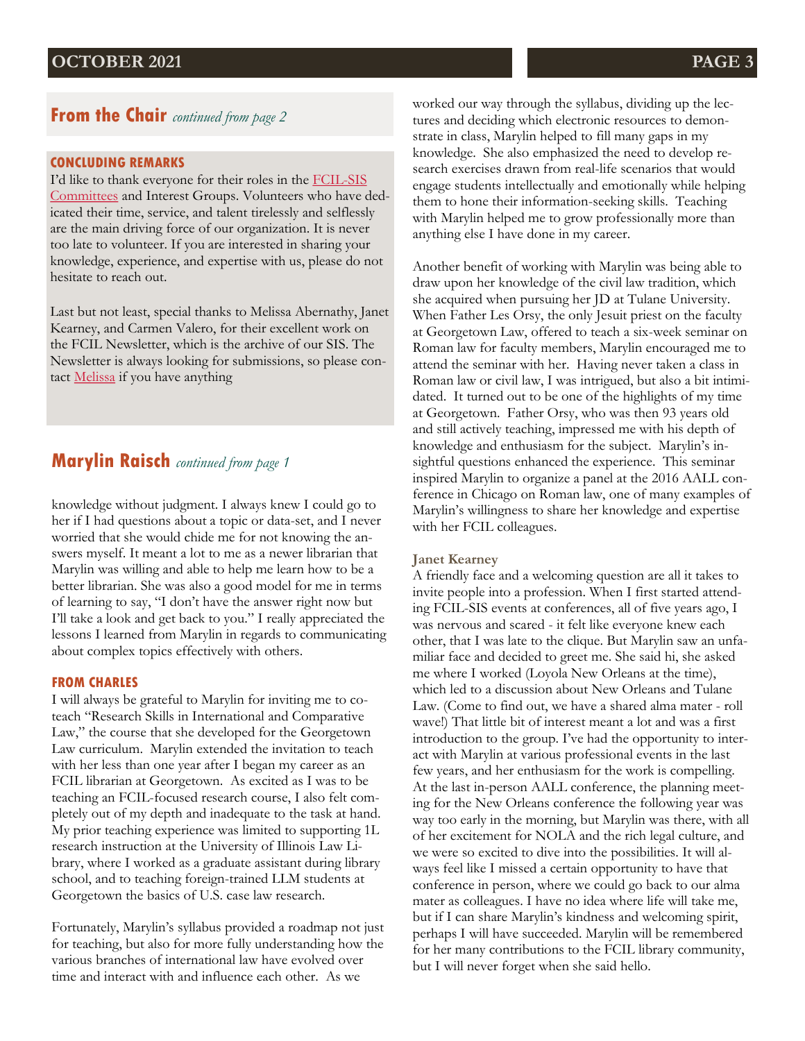## From the Chair *continued from page 2*

### CONCLUDING REMARKS

I'd like to thank everyone for their roles in the FCIL-SIS Committees and Interest Groups. Volunteers who have dedicated their time, service, and talent tirelessly and selflessly are the main driving force of our organization. It is never too late to volunteer. If you are interested in sharing your knowledge, experience, and expertise with us, please do not hesitate to reach out.

Last but not least, special thanks to Melissa Abernathy, Janet Kearney, and Carmen Valero, for their excellent work on the FCIL Newsletter, which is the archive of our SIS. The Newsletter is always looking for submissions, so please contact Melissa if you have anything

## Marylin Raisch *continued from page 1*

knowledge without judgment. I always knew I could go to her if I had questions about a topic or data-set, and I never worried that she would chide me for not knowing the answers myself. It meant a lot to me as a newer librarian that Marylin was willing and able to help me learn how to be a better librarian. She was also a good model for me in terms of learning to say, "I don't have the answer right now but I'll take a look and get back to you." I really appreciated the lessons I learned from Marylin in regards to communicating about complex topics effectively with others.

### FROM CHARLES

I will always be grateful to Marylin for inviting me to co-teach "Research Skills in International and Comparative Law," the course that she developed for the Georgetown Law curriculum. Marylin extended the invitation to teach with her less than one year after I began my career as an FCIL librarian at Georgetown. As excited as I was to be teaching an FCIL-focused research course, I also felt completely out of my depth and inadequate to the task at hand. My prior teaching experience was limited to supporting 1L research instruction at the University of Illinois Law Library, where I worked as a graduate assistant during library school, and to teaching foreign-trained LLM students at Georgetown the basics of U.S. case law research.

Fortunately, Marylin's syllabus provided a roadmap not just for teaching, but also for more fully understanding how the various branches of international law have evolved over time and interact with and influence each other. As we worked our way through the syllabus, dividing up the lectures and deciding which electronic resources to demonstrate in class, Marylin helped to fill many gaps in my knowledge. She also emphasized the need to develop research exercises drawn from real-life scenarios that would engage students intellectually and emotionally while helping them to hone their information-seeking skills. Teaching with Marylin helped me to grow professionally more than anything else I have done in my career.

Another benefit of working with Marylin was being able to draw upon her knowledge of the civil law tradition, which she acquired when pursuing her JD at Tulane University. When Father Les Orsy, the only Jesuit priest on the faculty at Georgetown Law, offered to teach a six-week seminar on Roman law for faculty members, Marylin encouraged me to attend the seminar with her. Having never taken a class in Roman law or civil law, I was intrigued, but also a bit intimidated. It turned out to be one of the highlights of my time at Georgetown. Father Orsy, who was then 93 years old and still actively teaching, impressed me with his depth of knowledge and enthusiasm for the subject. Marylin's insightful questions enhanced the experience. This seminar inspired Marylin to organize a panel at the 2016 AALL conference in Chicago on Roman law, one of many examples of Marylin's willingness to share her knowledge and expertise with her FCIL colleagues.

### Janet Kearney

A friendly face and a welcoming question are all it takes to invite people into a profession. When I first started attending FCIL-SIS events at conferences, all of five years ago, I was nervous and scared - it felt like everyone knew each other, that I was late to the clique. But Marylin saw an unfamiliar face and decided to greet me. She said hi, she asked me where I worked (Loyola New Orleans at the time), which led to a discussion about New Orleans and Tulane Law. (Come to find out, we have a shared alma mater - roll wave!) That little bit of interest meant a lot and was a first introduction to the group. I've had the opportunity to interact with Marylin at various professional events in the last few years, and her enthusiasm for the work is compelling. At the last in-person AALL conference, the planning meeting for the New Orleans conference the following year was way too early in the morning, but Marylin was there, with all of her excitement for NOLA and the rich legal culture, and we were so excited to dive into the possibilities. It will always feel like I missed a certain opportunity to have that conference in person, where we could go back to our alma mater as colleagues. I have no idea where life will take me, but if I can share Marylin's kindness and welcoming spirit, perhaps I will have succeeded. Marylin will be remembered for her many contributions to the FCIL library community, but I will never forget when she said hello.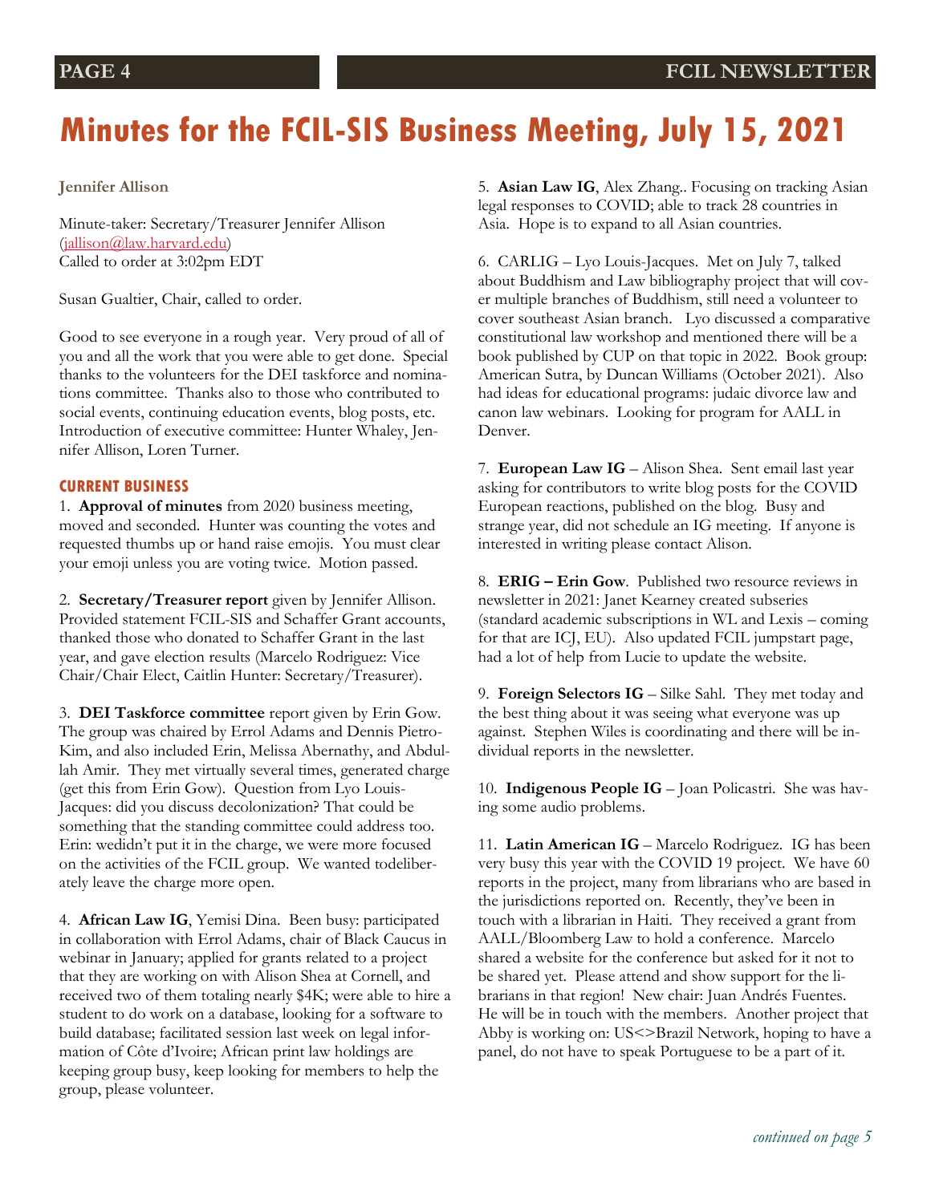# Minutes for the FCIL-SIS Business Meeting, July 15, 2021

**Jennifer Allison**

Minute-taker: Secretary/Treasurer Jennifer Allison (jallison@law.harvard.edu)
Called to order at 3:02pm EDT

Susan Gualtier, Chair, called to order.

Good to see everyone in a rough year. Very proud of all of you and all the work that you were able to get done. Special thanks to the volunteers for the DEI taskforce and nominations committee. Thanks also to those who contributed to social events, continuing education events, blog posts, etc. Introduction of executive committee: Hunter Whaley, Jennifer Allison, Loren Turner.

## CURRENT BUSINESS

1. **Approval of minutes** from 2020 business meeting, moved and seconded. Hunter was counting the votes and requested thumbs up or hand raise emojis. You must clear your emoji unless you are voting twice. Motion passed.

2. **Secretary/Treasurer report** given by Jennifer Allison. Provided statement FCIL-SIS and Schaffer Grant accounts, thanked those who donated to Schaffer Grant in the last year, and gave election results (Marcelo Rodriguez: Vice Chair/Chair Elect, Caitlin Hunter: Secretary/Treasurer).

3. **DEI Taskforce committee** report given by Erin Gow. The group was chaired by Errol Adams and Dennis Pietro-Kim, and also included Erin, Melissa Abernathy, and Abdullah Amir. They met virtually several times, generated charge (get this from Erin Gow). Question from Lyo Louis-Jacques: did you discuss decolonization? That could be something that the standing committee could address too. Erin: wedidn't put it in the charge, we were more focused on the activities of the FCIL group. We wanted todeliberately leave the charge more open.

4. **African Law IG**, Yemisi Dina. Been busy: participated in collaboration with Errol Adams, chair of Black Caucus in webinar in January; applied for grants related to a project that they are working on with Alison Shea at Cornell, and received two of them totaling nearly $4K; were able to hire a student to do work on a database, looking for a software to build database; facilitated session last week on legal information of Côte d'Ivoire; African print law holdings are keeping group busy, keep looking for members to help the group, please volunteer.

5. **Asian Law IG**, Alex Zhang.. Focusing on tracking Asian legal responses to COVID; able to track 28 countries in Asia. Hope is to expand to all Asian countries.

6. CARLIG – Lyo Louis-Jacques. Met on July 7, talked about Buddhism and Law bibliography project that will cover multiple branches of Buddhism, still need a volunteer to cover southeast Asian branch. Lyo discussed a comparative constitutional law workshop and mentioned there will be a book published by CUP on that topic in 2022. Book group: American Sutra, by Duncan Williams (October 2021). Also had ideas for educational programs: judaic divorce law and canon law webinars. Looking for program for AALL in Denver.

7. **European Law IG** – Alison Shea. Sent email last year asking for contributors to write blog posts for the COVID European reactions, published on the blog. Busy and strange year, did not schedule an IG meeting. If anyone is interested in writing please contact Alison.

8. **ERIG – Erin Gow**. Published two resource reviews in newsletter in 2021: Janet Kearney created subseries (standard academic subscriptions in WL and Lexis – coming for that are ICJ, EU). Also updated FCIL jumpstart page, had a lot of help from Lucie to update the website.

9. **Foreign Selectors IG** – Silke Sahl. They met today and the best thing about it was seeing what everyone was up against. Stephen Wiles is coordinating and there will be individual reports in the newsletter.

10. **Indigenous People IG** – Joan Policastri. She was having some audio problems.

11. **Latin American IG** – Marcelo Rodriguez. IG has been very busy this year with the COVID 19 project. We have 60 reports in the project, many from librarians who are based in the jurisdictions reported on. Recently, they've been in touch with a librarian in Haiti. They received a grant from AALL/Bloomberg Law to hold a conference. Marcelo shared a website for the conference but asked for it not to be shared yet. Please attend and show support for the librarians in that region! New chair: Juan Andrés Fuentes. He will be in touch with the members. Another project that Abby is working on: US<>Brazil Network, hoping to have a panel, do not have to speak Portuguese to be a part of it.

*continued on page 5*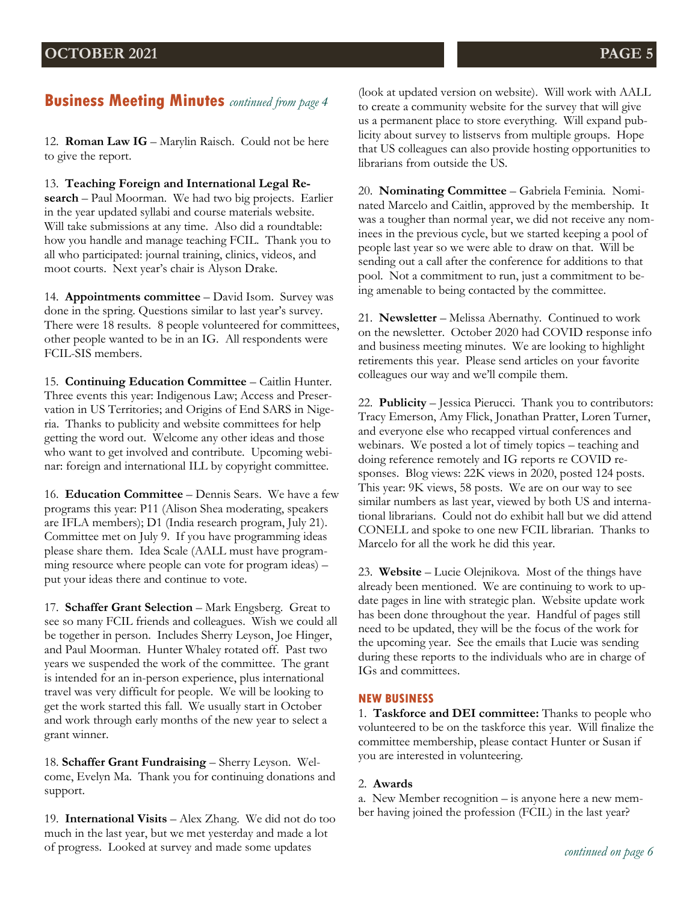## Business Meeting Minutes *continued from page 4*

12. **Roman Law IG** – Marylin Raisch. Could not be here to give the report.

13. **Teaching Foreign and International Legal Research** – Paul Moorman. We had two big projects. Earlier in the year updated syllabi and course materials website. Will take submissions at any time. Also did a roundtable: how you handle and manage teaching FCIL. Thank you to all who participated: journal training, clinics, videos, and moot courts. Next year's chair is Alyson Drake.

14. **Appointments committee** – David Isom. Survey was done in the spring. Questions similar to last year's survey. There were 18 results. 8 people volunteered for committees, other people wanted to be in an IG. All respondents were FCIL-SIS members.

15. **Continuing Education Committee** – Caitlin Hunter. Three events this year: Indigenous Law; Access and Preservation in US Territories; and Origins of End SARS in Nigeria. Thanks to publicity and website committees for help getting the word out. Welcome any other ideas and those who want to get involved and contribute. Upcoming webinar: foreign and international ILL by copyright committee.

16. **Education Committee** – Dennis Sears. We have a few programs this year: P11 (Alison Shea moderating, speakers are IFLA members); D1 (India research program, July 21). Committee met on July 9. If you have programming ideas please share them. Idea Scale (AALL must have programming resource where people can vote for program ideas) – put your ideas there and continue to vote.

17. **Schaffer Grant Selection** – Mark Engsberg. Great to see so many FCIL friends and colleagues. Wish we could all be together in person. Includes Sherry Leyson, Joe Hinger, and Paul Moorman. Hunter Whaley rotated off. Past two years we suspended the work of the committee. The grant is intended for an in-person experience, plus international travel was very difficult for people. We will be looking to get the work started this fall. We usually start in October and work through early months of the new year to select a grant winner.

18. **Schaffer Grant Fundraising** – Sherry Leyson. Welcome, Evelyn Ma. Thank you for continuing donations and support.

19. **International Visits** – Alex Zhang. We did not do too much in the last year, but we met yesterday and made a lot of progress. Looked at survey and made some updates (look at updated version on website). Will work with AALL to create a community website for the survey that will give us a permanent place to store everything. Will expand publicity about survey to listservs from multiple groups. Hope that US colleagues can also provide hosting opportunities to librarians from outside the US.

20. **Nominating Committee** – Gabriela Feminia. Nominated Marcelo and Caitlin, approved by the membership. It was a tougher than normal year, we did not receive any nominees in the previous cycle, but we started keeping a pool of people last year so we were able to draw on that. Will be sending out a call after the conference for additions to that pool. Not a commitment to run, just a commitment to being amenable to being contacted by the committee.

21. **Newsletter** – Melissa Abernathy. Continued to work on the newsletter. October 2020 had COVID response info and business meeting minutes. We are looking to highlight retirements this year. Please send articles on your favorite colleagues our way and we'll compile them.

22. **Publicity** – Jessica Pierucci. Thank you to contributors: Tracy Emerson, Amy Flick, Jonathan Pratter, Loren Turner, and everyone else who recapped virtual conferences and webinars. We posted a lot of timely topics – teaching and doing reference remotely and IG reports re COVID responses. Blog views: 22K views in 2020, posted 124 posts. This year: 9K views, 58 posts. We are on our way to see similar numbers as last year, viewed by both US and international librarians. Could not do exhibit hall but we did attend CONELL and spoke to one new FCIL librarian. Thanks to Marcelo for all the work he did this year.

23. **Website** – Lucie Olejnikova. Most of the things have already been mentioned. We are continuing to work to update pages in line with strategic plan. Website update work has been done throughout the year. Handful of pages still need to be updated, they will be the focus of the work for the upcoming year. See the emails that Lucie was sending during these reports to the individuals who are in charge of IGs and committees.

### NEW BUSINESS

1. **Taskforce and DEI committee:** Thanks to people who volunteered to be on the taskforce this year. Will finalize the committee membership, please contact Hunter or Susan if you are interested in volunteering.

2. **Awards**

a. New Member recognition – is anyone here a new member having joined the profession (FCIL) in the last year?

*continued on page 6*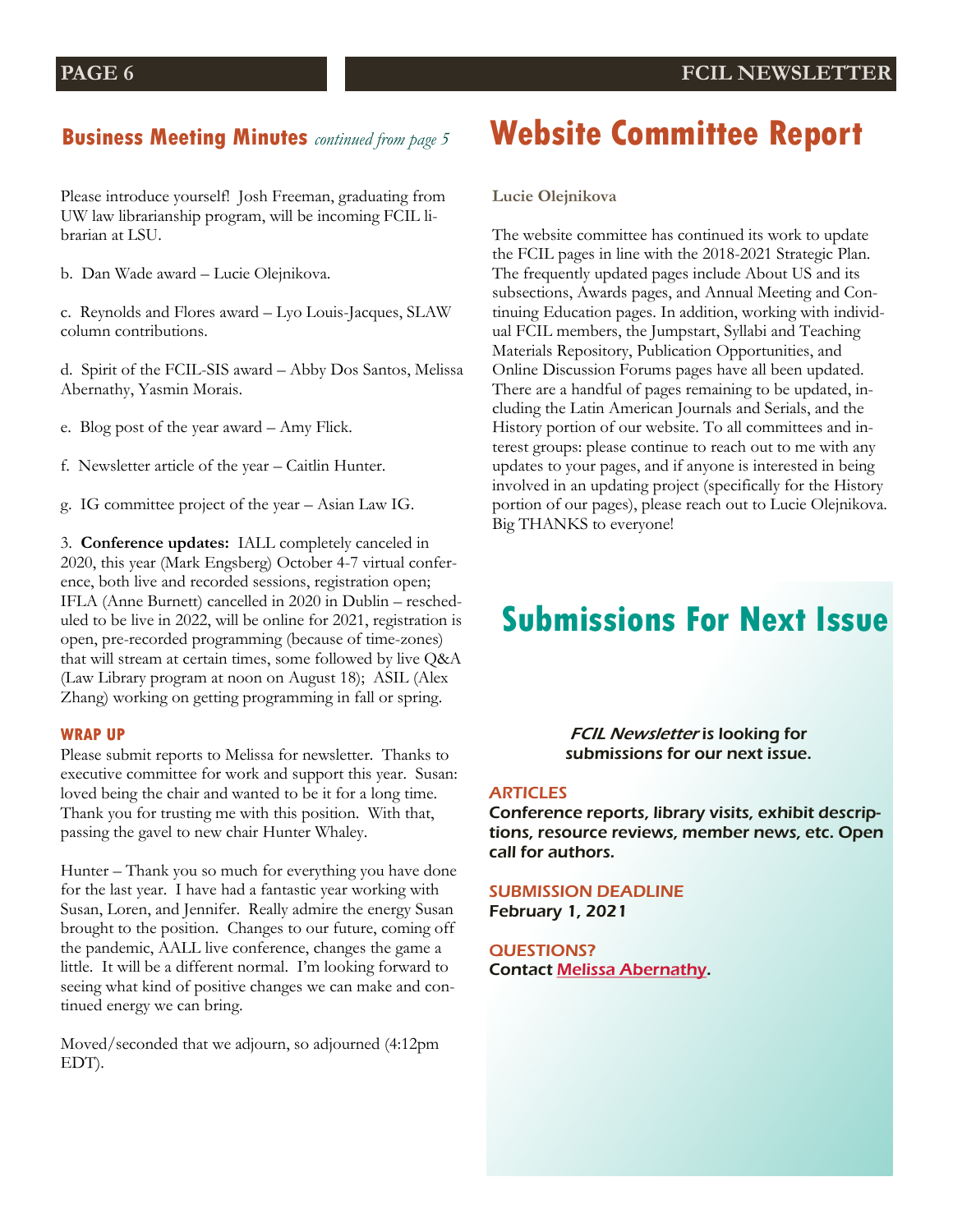## Business Meeting Minutes *continued from page 5*

Please introduce yourself! Josh Freeman, graduating from UW law librarianship program, will be incoming FCIL librarian at LSU.

b. Dan Wade award – Lucie Olejnikova.

c. Reynolds and Flores award – Lyo Louis-Jacques, SLAW column contributions.

d. Spirit of the FCIL-SIS award – Abby Dos Santos, Melissa Abernathy, Yasmin Morais.

e. Blog post of the year award – Amy Flick.

f. Newsletter article of the year – Caitlin Hunter.

g. IG committee project of the year – Asian Law IG.

3. **Conference updates:** IALL completely canceled in 2020, this year (Mark Engsberg) October 4-7 virtual conference, both live and recorded sessions, registration open; IFLA (Anne Burnett) cancelled in 2020 in Dublin – rescheduled to be live in 2022, will be online for 2021, registration is open, pre-recorded programming (because of time-zones) that will stream at certain times, some followed by live Q&A (Law Library program at noon on August 18); ASIL (Alex Zhang) working on getting programming in fall or spring.

### WRAP UP

Please submit reports to Melissa for newsletter. Thanks to executive committee for work and support this year. Susan: loved being the chair and wanted to be it for a long time. Thank you for trusting me with this position. With that, passing the gavel to new chair Hunter Whaley.

Hunter – Thank you so much for everything you have done for the last year. I have had a fantastic year working with Susan, Loren, and Jennifer. Really admire the energy Susan brought to the position. Changes to our future, coming off the pandemic, AALL live conference, changes the game a little. It will be a different normal. I'm looking forward to seeing what kind of positive changes we can make and continued energy we can bring.

Moved/seconded that we adjourn, so adjourned (4:12pm EDT).

# Website Committee Report

**Lucie Olejnikova**

The website committee has continued its work to update the FCIL pages in line with the 2018-2021 Strategic Plan. The frequently updated pages include About US and its subsections, Awards pages, and Annual Meeting and Continuing Education pages. In addition, working with individual FCIL members, the Jumpstart, Syllabi and Teaching Materials Repository, Publication Opportunities, and Online Discussion Forums pages have all been updated. There are a handful of pages remaining to be updated, including the Latin American Journals and Serials, and the History portion of our website. To all committees and interest groups: please continue to reach out to me with any updates to your pages, and if anyone is interested in being involved in an updating project (specifically for the History portion of our pages), please reach out to Lucie Olejnikova. Big THANKS to everyone!

# Submissions For Next Issue

*FCIL Newsletter* is looking for submissions for our next issue.

**ARTICLES**
Conference reports, library visits, exhibit descriptions, resource reviews, member news, etc. Open call for authors.

**SUBMISSION DEADLINE**
February 1, 2021

**QUESTIONS?**
Contact Melissa Abernathy.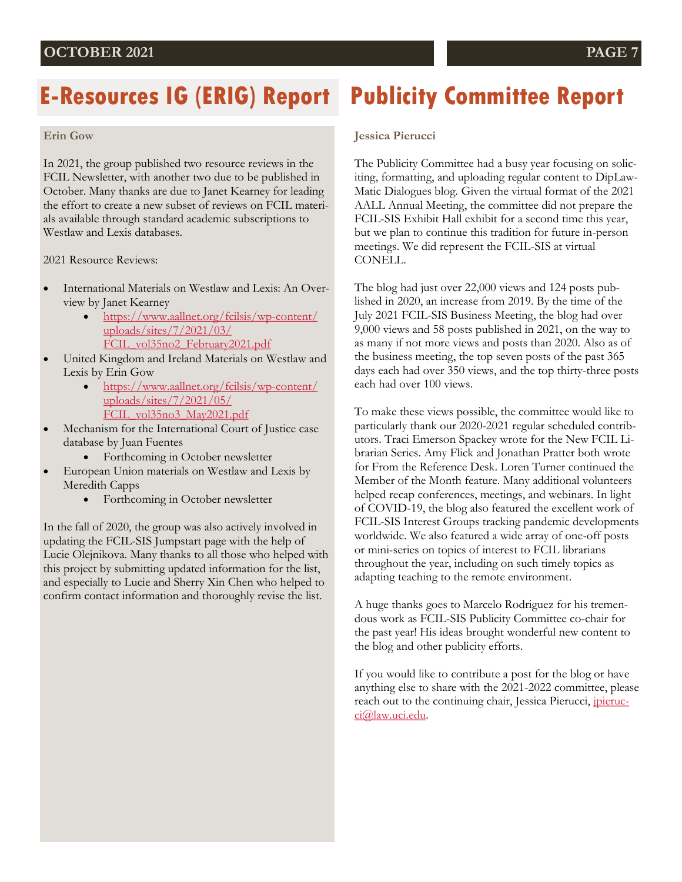## E-Resources IG (ERIG) Report

**Erin Gow**

In 2021, the group published two resource reviews in the FCIL Newsletter, with another two due to be published in October. Many thanks are due to Janet Kearney for leading the effort to create a new subset of reviews on FCIL materials available through standard academic subscriptions to Westlaw and Lexis databases.

2021 Resource Reviews:

- International Materials on Westlaw and Lexis: An Overview by Janet Kearney
    - https://www.aallnet.org/fcilsis/wp-content/uploads/sites/7/2021/03/FCIL_vol35no2_February2021.pdf
- United Kingdom and Ireland Materials on Westlaw and Lexis by Erin Gow
    - https://www.aallnet.org/fcilsis/wp-content/uploads/sites/7/2021/05/FCIL_vol35no3_May2021.pdf
- Mechanism for the International Court of Justice case database by Juan Fuentes
    - Forthcoming in October newsletter
- European Union materials on Westlaw and Lexis by Meredith Capps
    - Forthcoming in October newsletter

In the fall of 2020, the group was also actively involved in updating the FCIL-SIS Jumpstart page with the help of Lucie Olejnikova. Many thanks to all those who helped with this project by submitting updated information for the list, and especially to Lucie and Sherry Xin Chen who helped to confirm contact information and thoroughly revise the list.

## Publicity Committee Report

**Jessica Pierucci**

The Publicity Committee had a busy year focusing on soliciting, formatting, and uploading regular content to DipLawMatic Dialogues blog. Given the virtual format of the 2021 AALL Annual Meeting, the committee did not prepare the FCIL-SIS Exhibit Hall exhibit for a second time this year, but we plan to continue this tradition for future in-person meetings. We did represent the FCIL-SIS at virtual CONELL.

The blog had just over 22,000 views and 124 posts published in 2020, an increase from 2019. By the time of the July 2021 FCIL-SIS Business Meeting, the blog had over 9,000 views and 58 posts published in 2021, on the way to as many if not more views and posts than 2020. Also as of the business meeting, the top seven posts of the past 365 days each had over 350 views, and the top thirty-three posts each had over 100 views.

To make these views possible, the committee would like to particularly thank our 2020-2021 regular scheduled contributors. Traci Emerson Spackey wrote for the New FCIL Librarian Series. Amy Flick and Jonathan Pratter both wrote for From the Reference Desk. Loren Turner continued the Member of the Month feature. Many additional volunteers helped recap conferences, meetings, and webinars. In light of COVID-19, the blog also featured the excellent work of FCIL-SIS Interest Groups tracking pandemic developments worldwide. We also featured a wide array of one-off posts or mini-series on topics of interest to FCIL librarians throughout the year, including on such timely topics as adapting teaching to the remote environment.

A huge thanks goes to Marcelo Rodriguez for his tremendous work as FCIL-SIS Publicity Committee co-chair for the past year! His ideas brought wonderful new content to the blog and other publicity efforts.

If you would like to contribute a post for the blog or have anything else to share with the 2021-2022 committee, please reach out to the continuing chair, Jessica Pierucci, jpierucci@law.uci.edu.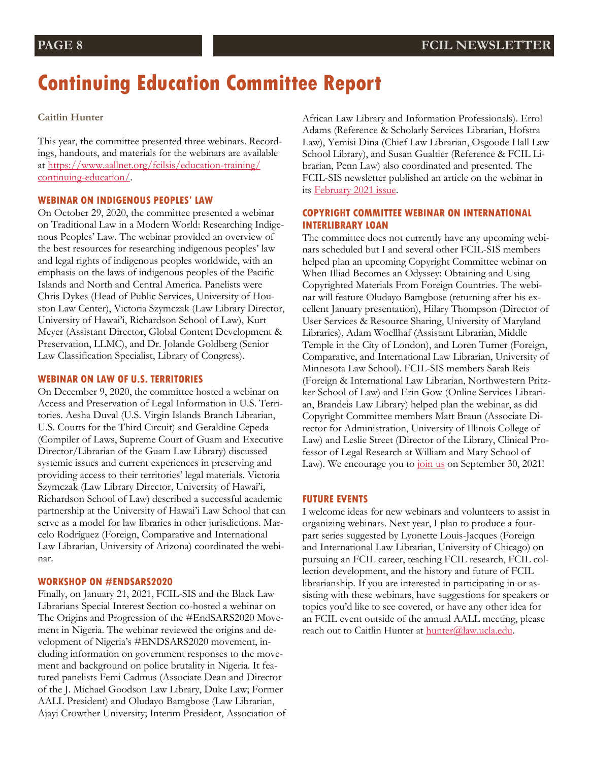# Continuing Education Committee Report

**Caitlin Hunter**

This year, the committee presented three webinars. Recordings, handouts, and materials for the webinars are available at [https://www.aallnet.org/fcilsis/education-training/continuing-education/](https://www.aallnet.org/fcilsis/education-training/continuing-education/).

### WEBINAR ON INDIGENOUS PEOPLES' LAW

On October 29, 2020, the committee presented a webinar on Traditional Law in a Modern World: Researching Indigenous Peoples' Law. The webinar provided an overview of the best resources for researching indigenous peoples' law and legal rights of indigenous peoples worldwide, with an emphasis on the laws of indigenous peoples of the Pacific Islands and North and Central America. Panelists were Chris Dykes (Head of Public Services, University of Houston Law Center), Victoria Szymczak (Law Library Director, University of Hawai'i, Richardson School of Law), Kurt Meyer (Assistant Director, Global Content Development & Preservation, LLMC), and Dr. Jolande Goldberg (Senior Law Classification Specialist, Library of Congress).

### WEBINAR ON LAW OF U.S. TERRITORIES

On December 9, 2020, the committee hosted a webinar on Access and Preservation of Legal Information in U.S. Territories. Aesha Duval (U.S. Virgin Islands Branch Librarian, U.S. Courts for the Third Circuit) and Geraldine Cepeda (Compiler of Laws, Supreme Court of Guam and Executive Director/Librarian of the Guam Law Library) discussed systemic issues and current experiences in preserving and providing access to their territories' legal materials. Victoria Szymczak (Law Library Director, University of Hawai'i, Richardson School of Law) described a successful academic partnership at the University of Hawai'i Law School that can serve as a model for law libraries in other jurisdictions. Marcelo Rodríguez (Foreign, Comparative and International Law Librarian, University of Arizona) coordinated the webinar.

### WORKSHOP ON #ENDSARS2020

Finally, on January 21, 2021, FCIL-SIS and the Black Law Librarians Special Interest Section co-hosted a webinar on The Origins and Progression of the #EndSARS2020 Movement in Nigeria. The webinar reviewed the origins and development of Nigeria's #ENDSARS2020 movement, including information on government responses to the movement and background on police brutality in Nigeria. It featured panelists Femi Cadmus (Associate Dean and Director of the J. Michael Goodson Law Library, Duke Law; Former AALL President) and Oludayo Bamgbose (Law Librarian, Ajayi Crowther University; Interim President, Association of African Law Library and Information Professionals). Errol Adams (Reference & Scholarly Services Librarian, Hofstra Law), Yemisi Dina (Chief Law Librarian, Osgoode Hall Law School Library), and Susan Gualtier (Reference & FCIL Librarian, Penn Law) also coordinated and presented. The FCIL-SIS newsletter published an article on the webinar in its February 2021 issue.

### COPYRIGHT COMMITTEE WEBINAR ON INTERNATIONAL INTERLIBRARY LOAN

The committee does not currently have any upcoming webinars scheduled but I and several other FCIL-SIS members helped plan an upcoming Copyright Committee webinar on When Illiad Becomes an Odyssey: Obtaining and Using Copyrighted Materials From Foreign Countries. The webinar will feature Oludayo Bamgbose (returning after his excellent January presentation), Hilary Thompson (Director of User Services & Resource Sharing, University of Maryland Libraries), Adam Woellhaf (Assistant Librarian, Middle Temple in the City of London), and Loren Turner (Foreign, Comparative, and International Law Librarian, University of Minnesota Law School). FCIL-SIS members Sarah Reis (Foreign & International Law Librarian, Northwestern Pritzker School of Law) and Erin Gow (Online Services Librarian, Brandeis Law Library) helped plan the webinar, as did Copyright Committee members Matt Braun (Associate Director for Administration, University of Illinois College of Law) and Leslie Street (Director of the Library, Clinical Professor of Legal Research at William and Mary School of Law). We encourage you to join us on September 30, 2021!

### FUTURE EVENTS

I welcome ideas for new webinars and volunteers to assist in organizing webinars. Next year, I plan to produce a four-part series suggested by Lyonette Louis-Jacques (Foreign and International Law Librarian, University of Chicago) on pursuing an FCIL career, teaching FCIL research, FCIL collection development, and the history and future of FCIL librarianship. If you are interested in participating in or assisting with these webinars, have suggestions for speakers or topics you'd like to see covered, or have any other idea for an FCIL event outside of the annual AALL meeting, please reach out to Caitlin Hunter at hunter@law.ucla.edu.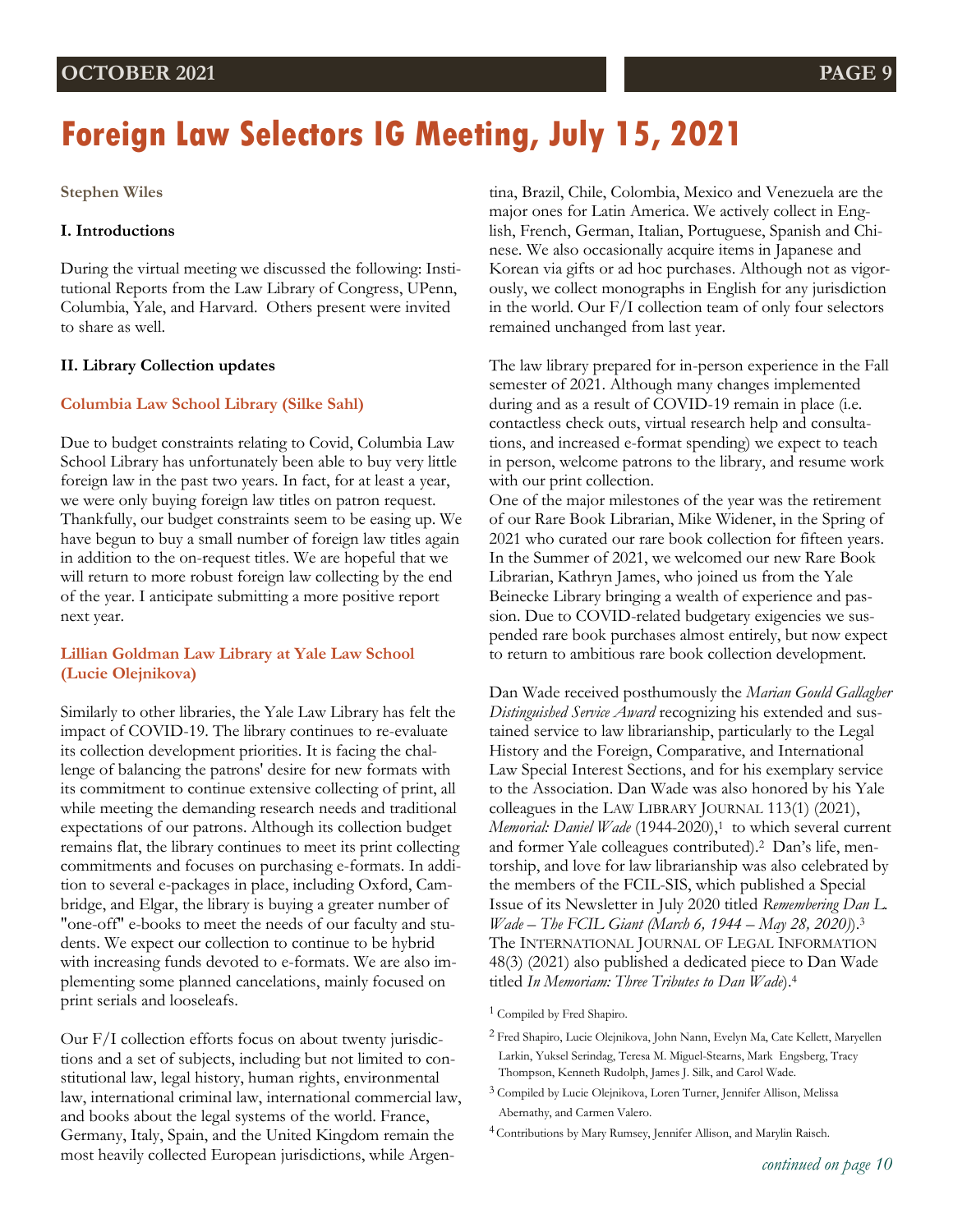# Foreign Law Selectors IG Meeting, July 15, 2021

**Stephen Wiles**

**I. Introductions**

During the virtual meeting we discussed the following: Institutional Reports from the Law Library of Congress, UPenn, Columbia, Yale, and Harvard. Others present were invited to share as well.

**II. Library Collection updates**

### Columbia Law School Library (Silke Sahl)

Due to budget constraints relating to Covid, Columbia Law School Library has unfortunately been able to buy very little foreign law in the past two years. In fact, for at least a year, we were only buying foreign law titles on patron request. Thankfully, our budget constraints seem to be easing up. We have begun to buy a small number of foreign law titles again in addition to the on-request titles. We are hopeful that we will return to more robust foreign law collecting by the end of the year. I anticipate submitting a more positive report next year.

### Lillian Goldman Law Library at Yale Law School (Lucie Olejnikova)

Similarly to other libraries, the Yale Law Library has felt the impact of COVID-19. The library continues to re-evaluate its collection development priorities. It is facing the challenge of balancing the patrons' desire for new formats with its commitment to continue extensive collecting of print, all while meeting the demanding research needs and traditional expectations of our patrons. Although its collection budget remains flat, the library continues to meet its print collecting commitments and focuses on purchasing e-formats. In addition to several e-packages in place, including Oxford, Cambridge, and Elgar, the library is buying a greater number of "one-off" e-books to meet the needs of our faculty and students. We expect our collection to continue to be hybrid with increasing funds devoted to e-formats. We are also implementing some planned cancelations, mainly focused on print serials and looseleafs.

Our F/I collection efforts focus on about twenty jurisdictions and a set of subjects, including but not limited to constitutional law, legal history, human rights, environmental law, international criminal law, international commercial law, and books about the legal systems of the world. France, Germany, Italy, Spain, and the United Kingdom remain the most heavily collected European jurisdictions, while Argentina, Brazil, Chile, Colombia, Mexico and Venezuela are the major ones for Latin America. We actively collect in English, French, German, Italian, Portuguese, Spanish and Chinese. We also occasionally acquire items in Japanese and Korean via gifts or ad hoc purchases. Although not as vigorously, we collect monographs in English for any jurisdiction in the world. Our F/I collection team of only four selectors remained unchanged from last year.

The law library prepared for in-person experience in the Fall semester of 2021. Although many changes implemented during and as a result of COVID-19 remain in place (i.e. contactless check outs, virtual research help and consultations, and increased e-format spending) we expect to teach in person, welcome patrons to the library, and resume work with our print collection.

One of the major milestones of the year was the retirement of our Rare Book Librarian, Mike Widener, in the Spring of 2021 who curated our rare book collection for fifteen years. In the Summer of 2021, we welcomed our new Rare Book Librarian, Kathryn James, who joined us from the Yale Beinecke Library bringing a wealth of experience and passion. Due to COVID-related budgetary exigencies we suspended rare book purchases almost entirely, but now expect to return to ambitious rare book collection development.

Dan Wade received posthumously the *Marian Gould Gallagher Distinguished Service Award* recognizing his extended and sustained service to law librarianship, particularly to the Legal History and the Foreign, Comparative, and International Law Special Interest Sections, and for his exemplary service to the Association. Dan Wade was also honored by his Yale colleagues in the LAW LIBRARY JOURNAL 113(1) (2021), *Memorial: Daniel Wade* (1944-2020),[1] to which several current and former Yale colleagues contributed).[2] Dan's life, mentorship, and love for law librarianship was also celebrated by the members of the FCIL-SIS, which published a Special Issue of its Newsletter in July 2020 titled *Remembering Dan L. Wade – The FCIL Giant (March 6, 1944 – May 28, 2020)*.[3] The INTERNATIONAL JOURNAL OF LEGAL INFORMATION 48(3) (2021) also published a dedicated piece to Dan Wade titled *In Memoriam: Three Tributes to Dan Wade*).[4]

[1] Compiled by Fred Shapiro.

[2] Fred Shapiro, Lucie Olejnikova, John Nann, Evelyn Ma, Cate Kellett, Maryellen Larkin, Yuksel Serindag, Teresa M. Miguel-Stearns, Mark Engsberg, Tracy Thompson, Kenneth Rudolph, James J. Silk, and Carol Wade.

[3] Compiled by Lucie Olejnikova, Loren Turner, Jennifer Allison, Melissa Abernathy, and Carmen Valero.

[4] Contributions by Mary Rumsey, Jennifer Allison, and Marylin Raisch.

*continued on page 10*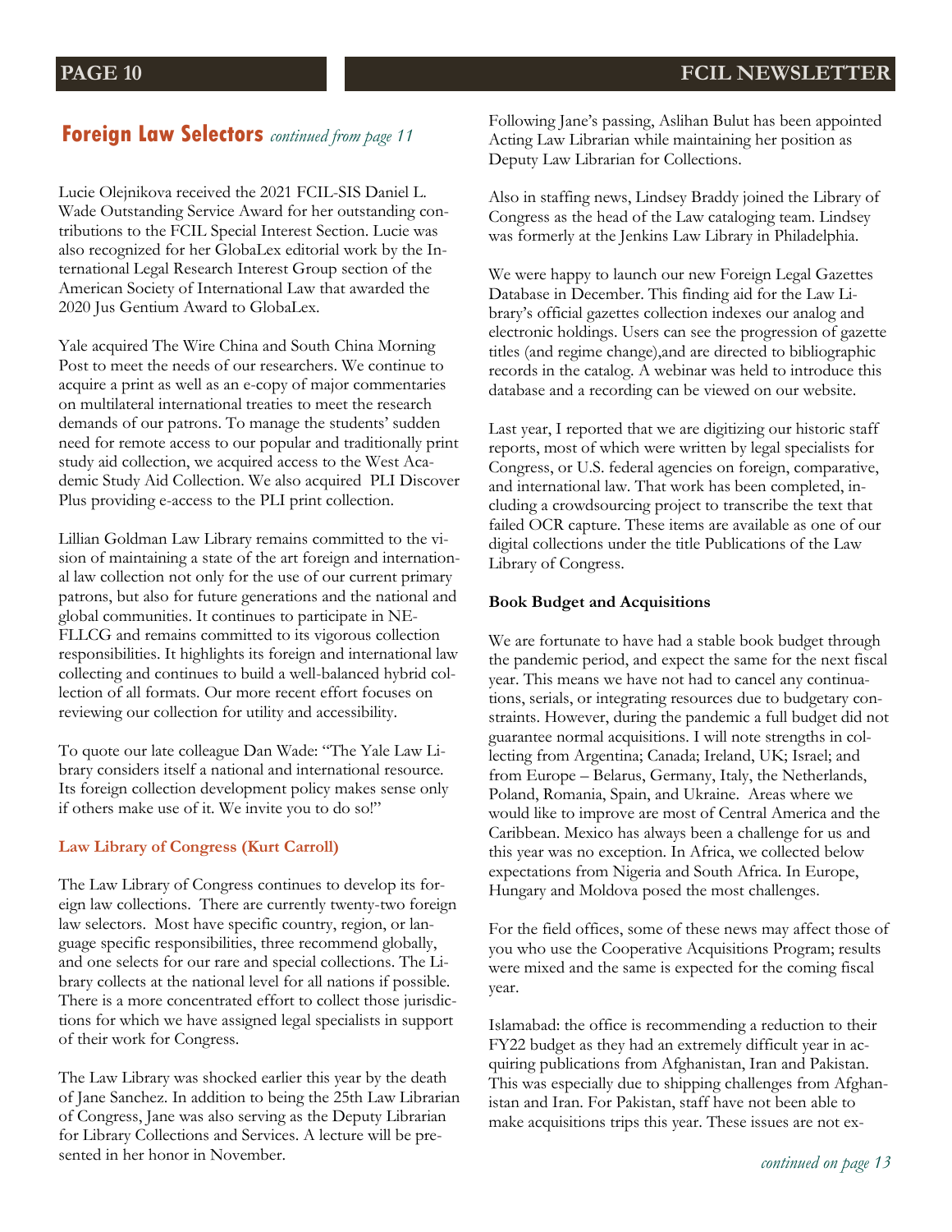## Foreign Law Selectors *continued from page 11*

Lucie Olejnikova received the 2021 FCIL-SIS Daniel L. Wade Outstanding Service Award for her outstanding contributions to the FCIL Special Interest Section. Lucie was also recognized for her GlobaLex editorial work by the International Legal Research Interest Group section of the American Society of International Law that awarded the 2020 Jus Gentium Award to GlobaLex.

Yale acquired The Wire China and South China Morning Post to meet the needs of our researchers. We continue to acquire a print as well as an e-copy of major commentaries on multilateral international treaties to meet the research demands of our patrons. To manage the students' sudden need for remote access to our popular and traditionally print study aid collection, we acquired access to the West Academic Study Aid Collection. We also acquired PLI Discover Plus providing e-access to the PLI print collection.

Lillian Goldman Law Library remains committed to the vision of maintaining a state of the art foreign and international law collection not only for the use of our current primary patrons, but also for future generations and the national and global communities. It continues to participate in NE-FLLCG and remains committed to its vigorous collection responsibilities. It highlights its foreign and international law collecting and continues to build a well-balanced hybrid collection of all formats. Our more recent effort focuses on reviewing our collection for utility and accessibility.

To quote our late colleague Dan Wade: "The Yale Law Library considers itself a national and international resource. Its foreign collection development policy makes sense only if others make use of it. We invite you to do so!"

**Law Library of Congress (Kurt Carroll)**

The Law Library of Congress continues to develop its foreign law collections. There are currently twenty-two foreign law selectors. Most have specific country, region, or language specific responsibilities, three recommend globally, and one selects for our rare and special collections. The Library collects at the national level for all nations if possible. There is a more concentrated effort to collect those jurisdictions for which we have assigned legal specialists in support of their work for Congress.

The Law Library was shocked earlier this year by the death of Jane Sanchez. In addition to being the 25th Law Librarian of Congress, Jane was also serving as the Deputy Librarian for Library Collections and Services. A lecture will be presented in her honor in November.

Following Jane's passing, Aslihan Bulut has been appointed Acting Law Librarian while maintaining her position as Deputy Law Librarian for Collections.

Also in staffing news, Lindsey Braddy joined the Library of Congress as the head of the Law cataloging team. Lindsey was formerly at the Jenkins Law Library in Philadelphia.

We were happy to launch our new Foreign Legal Gazettes Database in December. This finding aid for the Law Library's official gazettes collection indexes our analog and electronic holdings. Users can see the progression of gazette titles (and regime change),and are directed to bibliographic records in the catalog. A webinar was held to introduce this database and a recording can be viewed on our website.

Last year, I reported that we are digitizing our historic staff reports, most of which were written by legal specialists for Congress, or U.S. federal agencies on foreign, comparative, and international law. That work has been completed, including a crowdsourcing project to transcribe the text that failed OCR capture. These items are available as one of our digital collections under the title Publications of the Law Library of Congress.

**Book Budget and Acquisitions**

We are fortunate to have had a stable book budget through the pandemic period, and expect the same for the next fiscal year. This means we have not had to cancel any continuations, serials, or integrating resources due to budgetary constraints. However, during the pandemic a full budget did not guarantee normal acquisitions. I will note strengths in collecting from Argentina; Canada; Ireland, UK; Israel; and from Europe – Belarus, Germany, Italy, the Netherlands, Poland, Romania, Spain, and Ukraine. Areas where we would like to improve are most of Central America and the Caribbean. Mexico has always been a challenge for us and this year was no exception. In Africa, we collected below expectations from Nigeria and South Africa. In Europe, Hungary and Moldova posed the most challenges.

For the field offices, some of these news may affect those of you who use the Cooperative Acquisitions Program; results were mixed and the same is expected for the coming fiscal year.

Islamabad: the office is recommending a reduction to their FY22 budget as they had an extremely difficult year in acquiring publications from Afghanistan, Iran and Pakistan. This was especially due to shipping challenges from Afghanistan and Iran. For Pakistan, staff have not been able to make acquisitions trips this year. These issues are not ex-

*continued on page 13*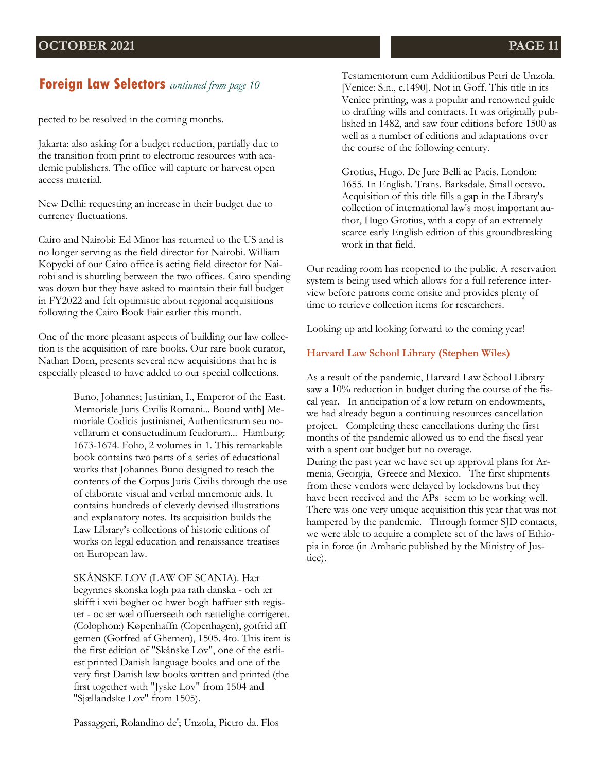## Foreign Law Selectors *continued from page 10*

pected to be resolved in the coming months.

Jakarta: also asking for a budget reduction, partially due to the transition from print to electronic resources with academic publishers. The office will capture or harvest open access material.

New Delhi: requesting an increase in their budget due to currency fluctuations.

Cairo and Nairobi: Ed Minor has returned to the US and is no longer serving as the field director for Nairobi. William Kopycki of our Cairo office is acting field director for Nairobi and is shuttling between the two offices. Cairo spending was down but they have asked to maintain their full budget in FY2022 and felt optimistic about regional acquisitions following the Cairo Book Fair earlier this month.

One of the more pleasant aspects of building our law collection is the acquisition of rare books. Our rare book curator, Nathan Dorn, presents several new acquisitions that he is especially pleased to have added to our special collections.

> Buno, Johannes; Justinian, I., Emperor of the East. Memoriale Juris Civilis Romani... Bound with] Memoriale Codicis justinianei, Authenticarum seu novellarum et consuetudinum feudorum... Hamburg: 1673-1674. Folio, 2 volumes in 1. This remarkable book contains two parts of a series of educational works that Johannes Buno designed to teach the contents of the Corpus Juris Civilis through the use of elaborate visual and verbal mnemonic aids. It contains hundreds of cleverly devised illustrations and explanatory notes. Its acquisition builds the Law Library's collections of historic editions of works on legal education and renaissance treatises on European law.
>
> SKÅNSKE LOV (LAW OF SCANIA). Hær begynnes skonska logh paa rath danska - och ær skifft i xvii bøgher oc hwer bogh haffuer sith register - oc ær wæl offuerseeth och rættelighe corrigeret. (Colophon:) Køpenhaffn (Copenhagen), gotfrid aff gemen (Gotfred af Ghemen), 1505. 4to. This item is the first edition of "Skånske Lov", one of the earliest printed Danish language books and one of the very first Danish law books written and printed (the first together with "Jyske Lov" from 1504 and "Sjællandske Lov" from 1505).
>
> Passaggeri, Rolandino de'; Unzola, Pietro da. Flos Testamentorum cum Additionibus Petri de Unzola. [Venice: S.n., c.1490]. Not in Goff. This title in its Venice printing, was a popular and renowned guide to drafting wills and contracts. It was originally published in 1482, and saw four editions before 1500 as well as a number of editions and adaptations over the course of the following century.
>
> Grotius, Hugo. De Jure Belli ac Pacis. London: 1655. In English. Trans. Barksdale. Small octavo. Acquisition of this title fills a gap in the Library's collection of international law's most important author, Hugo Grotius, with a copy of an extremely scarce early English edition of this groundbreaking work in that field.

Our reading room has reopened to the public. A reservation system is being used which allows for a full reference interview before patrons come onsite and provides plenty of time to retrieve collection items for researchers.

Looking up and looking forward to the coming year!

**Harvard Law School Library (Stephen Wiles)**

As a result of the pandemic, Harvard Law School Library saw a 10% reduction in budget during the course of the fiscal year. In anticipation of a low return on endowments, we had already begun a continuing resources cancellation project. Completing these cancellations during the first months of the pandemic allowed us to end the fiscal year with a spent out budget but no overage.
During the past year we have set up approval plans for Armenia, Georgia, Greece and Mexico. The first shipments from these vendors were delayed by lockdowns but they have been received and the APs seem to be working well. There was one very unique acquisition this year that was not hampered by the pandemic. Through former SJD contacts, we were able to acquire a complete set of the laws of Ethiopia in force (in Amharic published by the Ministry of Justice).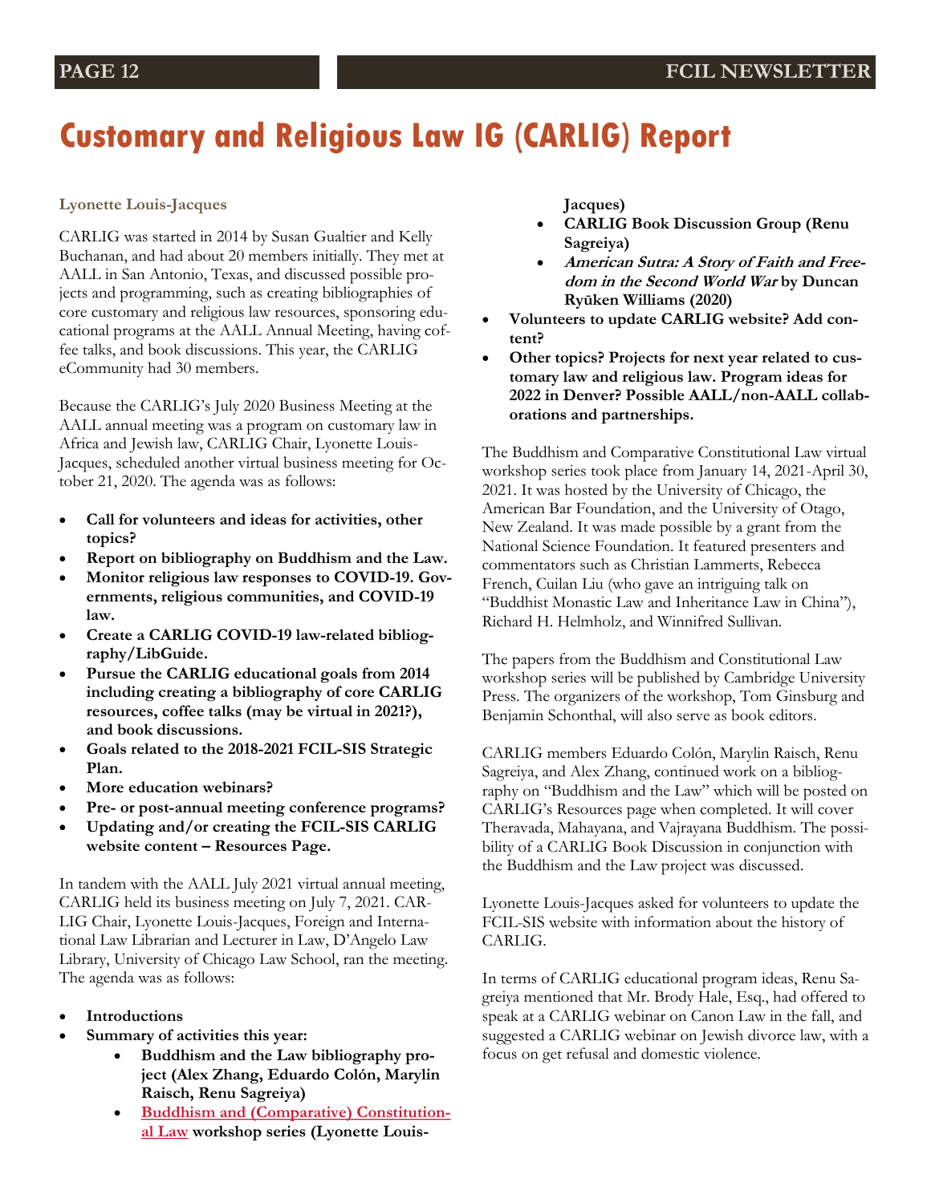# Customary and Religious Law IG (CARLIG) Report

**Lyonette Louis-Jacques**

CARLIG was started in 2014 by Susan Gualtier and Kelly Buchanan, and had about 20 members initially. They met at AALL in San Antonio, Texas, and discussed possible projects and programming, such as creating bibliographies of core customary and religious law resources, sponsoring educational programs at the AALL Annual Meeting, having coffee talks, and book discussions. This year, the CARLIG eCommunity had 30 members.

Because the CARLIG's July 2020 Business Meeting at the AALL annual meeting was a program on customary law in Africa and Jewish law, CARLIG Chair, Lyonette Louis-Jacques, scheduled another virtual business meeting for October 21, 2020. The agenda was as follows:

- **Call for volunteers and ideas for activities, other topics?**
- **Report on bibliography on Buddhism and the Law.**
- **Monitor religious law responses to COVID-19. Governments, religious communities, and COVID-19 law.**
- **Create a CARLIG COVID-19 law-related bibliography/LibGuide.**
- **Pursue the CARLIG educational goals from 2014 including creating a bibliography of core CARLIG resources, coffee talks (may be virtual in 2021?), and book discussions.**
- **Goals related to the 2018-2021 FCIL-SIS Strategic Plan.**
- **More education webinars?**
- **Pre- or post-annual meeting conference programs?**
- **Updating and/or creating the FCIL-SIS CARLIG website content – Resources Page.**

In tandem with the AALL July 2021 virtual annual meeting, CARLIG held its business meeting on July 7, 2021. CARLIG Chair, Lyonette Louis-Jacques, Foreign and International Law Librarian and Lecturer in Law, D'Angelo Law Library, University of Chicago Law School, ran the meeting. The agenda was as follows:

- **Introductions**
- **Summary of activities this year:**
    - **Buddhism and the Law bibliography project (Alex Zhang, Eduardo Colón, Marylin Raisch, Renu Sagreiya)**
    - **Buddhism and (Comparative) Constitutional Law workshop series (Lyonette Louis-Jacques)**
    - **CARLIG Book Discussion Group (Renu Sagreiya)**
    - ***American Sutra: A Story of Faith and Freedom in the Second World War* by Duncan Ryūken Williams (2020)**
- **Volunteers to update CARLIG website? Add content?**
- **Other topics? Projects for next year related to customary law and religious law. Program ideas for 2022 in Denver? Possible AALL/non-AALL collaborations and partnerships.**

The Buddhism and Comparative Constitutional Law virtual workshop series took place from January 14, 2021-April 30, 2021. It was hosted by the University of Chicago, the American Bar Foundation, and the University of Otago, New Zealand. It was made possible by a grant from the National Science Foundation. It featured presenters and commentators such as Christian Lammerts, Rebecca French, Cuilan Liu (who gave an intriguing talk on "Buddhist Monastic Law and Inheritance Law in China"), Richard H. Helmholz, and Winnifred Sullivan.

The papers from the Buddhism and Constitutional Law workshop series will be published by Cambridge University Press. The organizers of the workshop, Tom Ginsburg and Benjamin Schonthal, will also serve as book editors.

CARLIG members Eduardo Colón, Marylin Raisch, Renu Sagreiya, and Alex Zhang, continued work on a bibliography on "Buddhism and the Law" which will be posted on CARLIG's Resources page when completed. It will cover Theravada, Mahayana, and Vajrayana Buddhism. The possibility of a CARLIG Book Discussion in conjunction with the Buddhism and the Law project was discussed.

Lyonette Louis-Jacques asked for volunteers to update the FCIL-SIS website with information about the history of CARLIG.

In terms of CARLIG educational program ideas, Renu Sagreiya mentioned that Mr. Brody Hale, Esq., had offered to speak at a CARLIG webinar on Canon Law in the fall, and suggested a CARLIG webinar on Jewish divorce law, with a focus on get refusal and domestic violence.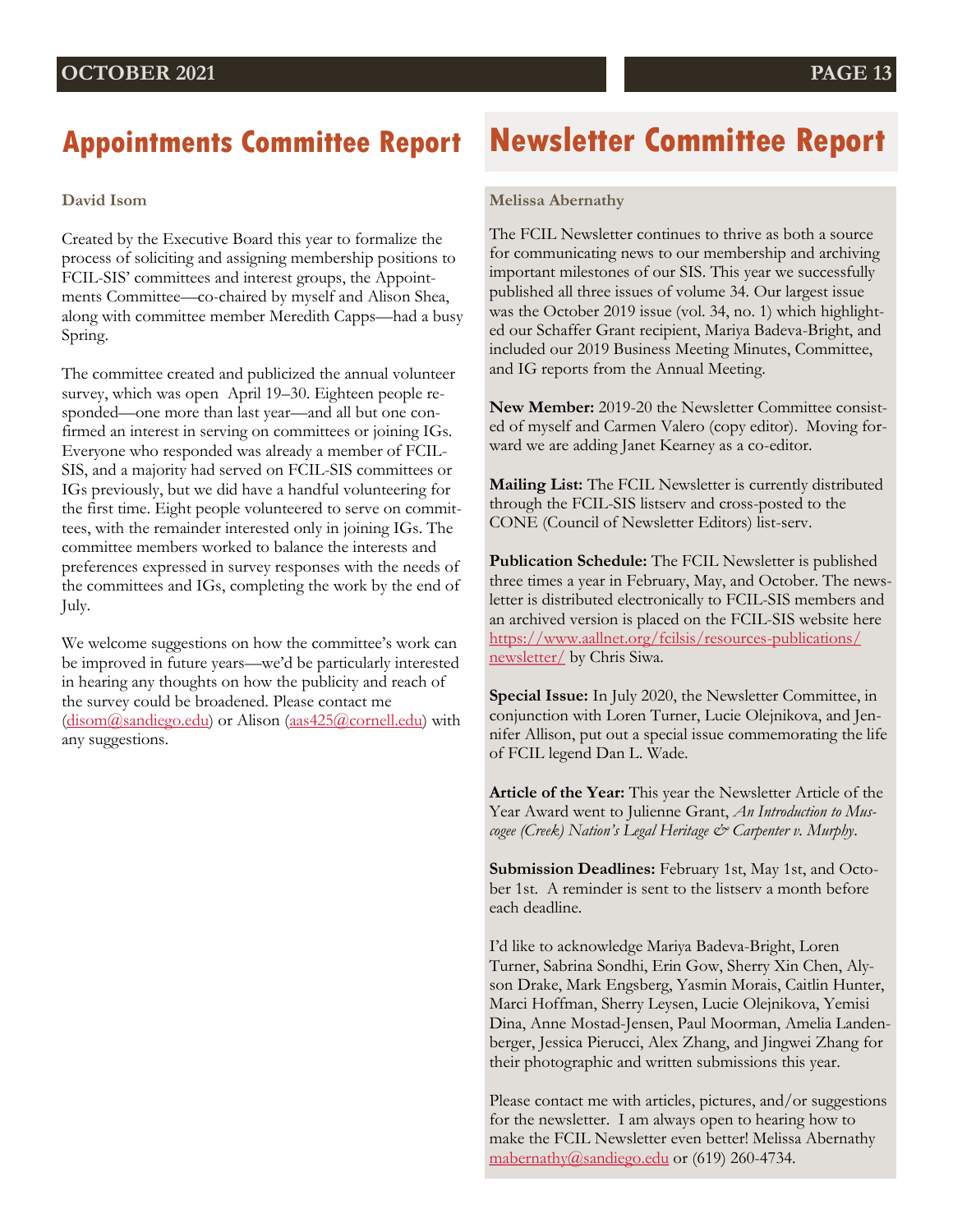## Appointments Committee Report

**David Isom**

Created by the Executive Board this year to formalize the process of soliciting and assigning membership positions to FCIL-SIS' committees and interest groups, the Appointments Committee—co-chaired by myself and Alison Shea, along with committee member Meredith Capps—had a busy Spring.

The committee created and publicized the annual volunteer survey, which was open April 19–30. Eighteen people responded—one more than last year—and all but one confirmed an interest in serving on committees or joining IGs. Everyone who responded was already a member of FCIL-SIS, and a majority had served on FCIL-SIS committees or IGs previously, but we did have a handful volunteering for the first time. Eight people volunteered to serve on committees, with the remainder interested only in joining IGs. The committee members worked to balance the interests and preferences expressed in survey responses with the needs of the committees and IGs, completing the work by the end of July.

We welcome suggestions on how the committee's work can be improved in future years—we'd be particularly interested in hearing any thoughts on how the publicity and reach of the survey could be broadened. Please contact me (disom@sandiego.edu) or Alison (aas425@cornell.edu) with any suggestions.

## Newsletter Committee Report

**Melissa Abernathy**

The FCIL Newsletter continues to thrive as both a source for communicating news to our membership and archiving important milestones of our SIS. This year we successfully published all three issues of volume 34. Our largest issue was the October 2019 issue (vol. 34, no. 1) which highlighted our Schaffer Grant recipient, Mariya Badeva-Bright, and included our 2019 Business Meeting Minutes, Committee, and IG reports from the Annual Meeting.

**New Member:** 2019-20 the Newsletter Committee consisted of myself and Carmen Valero (copy editor). Moving forward we are adding Janet Kearney as a co-editor.

**Mailing List:** The FCIL Newsletter is currently distributed through the FCIL-SIS listserv and cross-posted to the CONE (Council of Newsletter Editors) list-serv.

**Publication Schedule:** The FCIL Newsletter is published three times a year in February, May, and October. The newsletter is distributed electronically to FCIL-SIS members and an archived version is placed on the FCIL-SIS website here https://www.aallnet.org/fcilsis/resources-publications/newsletter/ by Chris Siwa.

**Special Issue:** In July 2020, the Newsletter Committee, in conjunction with Loren Turner, Lucie Olejnikova, and Jennifer Allison, put out a special issue commemorating the life of FCIL legend Dan L. Wade.

**Article of the Year:** This year the Newsletter Article of the Year Award went to Julienne Grant, *An Introduction to Muscogee (Creek) Nation's Legal Heritage & Carpenter v. Murphy*.

**Submission Deadlines:** February 1st, May 1st, and October 1st. A reminder is sent to the listserv a month before each deadline.

I'd like to acknowledge Mariya Badeva-Bright, Loren Turner, Sabrina Sondhi, Erin Gow, Sherry Xin Chen, Alyson Drake, Mark Engsberg, Yasmin Morais, Caitlin Hunter, Marci Hoffman, Sherry Leysen, Lucie Olejnikova, Yemisi Dina, Anne Mostad-Jensen, Paul Moorman, Amelia Landenberger, Jessica Pierucci, Alex Zhang, and Jingwei Zhang for their photographic and written submissions this year.

Please contact me with articles, pictures, and/or suggestions for the newsletter. I am always open to hearing how to make the FCIL Newsletter even better! Melissa Abernathy mabernathy@sandiego.edu or (619) 260-4734.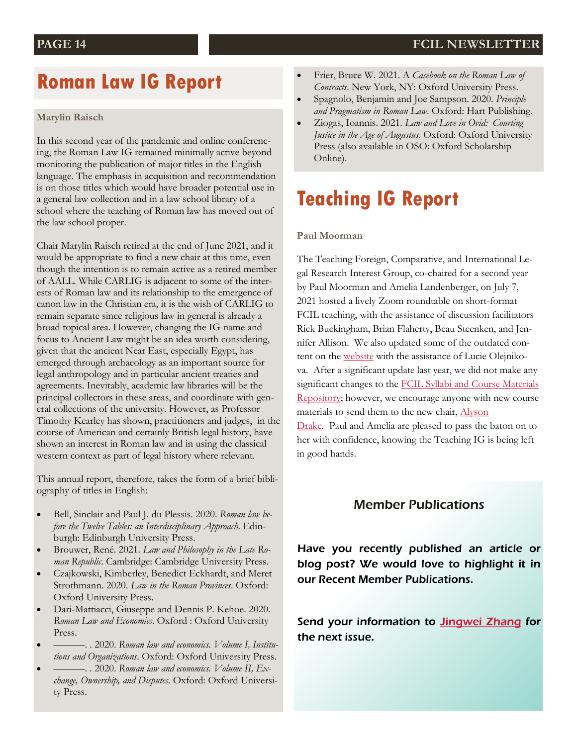# Roman Law IG Report

**Marylin Raisch**

In this second year of the pandemic and online conferencing, the Roman Law IG remained minimally active beyond monitoring the publication of major titles in the English language. The emphasis in acquisition and recommendation is on those titles which would have broader potential use in a general law collection and in a law school library of a school where the teaching of Roman law has moved out of the law school proper.

Chair Marylin Raisch retired at the end of June 2021, and it would be appropriate to find a new chair at this time, even though the intention is to remain active as a retired member of AALL. While CARLIG is adjacent to some of the interests of Roman law and its relationship to the emergence of canon law in the Christian era, it is the wish of CARLIG to remain separate since religious law in general is already a broad topical area. However, changing the IG name and focus to Ancient Law might be an idea worth considering, given that the ancient Near East, especially Egypt, has emerged through archaeology as an important source for legal anthropology and in particular ancient treaties and agreements. Inevitably, academic law libraries will be the principal collectors in these areas, and coordinate with general collections of the university. However, as Professor Timothy Kearley has shown, practitioners and judges, in the course of American and certainly British legal history, have shown an interest in Roman law and in using the classical western context as part of legal history where relevant.

This annual report, therefore, takes the form of a brief bibliography of titles in English:

- Bell, Sinclair and Paul J. du Plessis. 2020. *Roman law before the Twelve Tables: an Interdisciplinary Approach*. Edinburgh: Edinburgh University Press.
- Brouwer, René. 2021. *Law and Philosophy in the Late Roman Republic*. Cambridge: Cambridge University Press.
- Czajkowski, Kimberley, Benedict Eckhardt, and Meret Strothmann. 2020. *Law in the Roman Provinces*. Oxford: Oxford University Press.
- Dari-Mattiacci, Giuseppe and Dennis P. Kehoe. 2020. *Roman Law and Economics*. Oxford : Oxford University Press.
- ———. . 2020. *Roman law and economics. Volume I, Institutions and Organizations*. Oxford: Oxford University Press.
- ———. . 2020. *Roman law and economics. Volume II, Exchange, Ownership, and Disputes*. Oxford: Oxford University Press.
- Frier, Bruce W. 2021. A *Casebook on the Roman Law of Contracts*. New York, NY: Oxford University Press.
- Spagnolo, Benjamin and Joe Sampson. 2020. *Principle and Pragmatism in Roman Law*. Oxford: Hart Publishing.
- Ziogas, Ioannis. 2021. *Law and Love in Ovid: Courting Justice in the Age of Augustus*. Oxford: Oxford University Press (also available in OSO: Oxford Scholarship Online).

# Teaching IG Report

**Paul Moorman**

The Teaching Foreign, Comparative, and International Legal Research Interest Group, co-chaired for a second year by Paul Moorman and Amelia Landenberger, on July 7, 2021 hosted a lively Zoom roundtable on short-format FCIL teaching, with the assistance of discussion facilitators Rick Buckingham, Brian Flaherty, Beau Steenken, and Jennifer Allison. We also updated some of the outdated content on the website with the assistance of Lucie Olejnikova. After a significant update last year, we did not make any significant changes to the FCIL Syllabi and Course Materials Repository; however, we encourage anyone with new course materials to send them to the new chair, Alyson Drake. Paul and Amelia are pleased to pass the baton on to her with confidence, knowing the Teaching IG is being left in good hands.

### Member Publications

***Have you recently published an article or blog post? We would love to highlight it in our Recent Member Publications.***

***Send your information to Jingwei Zhang for the next issue.***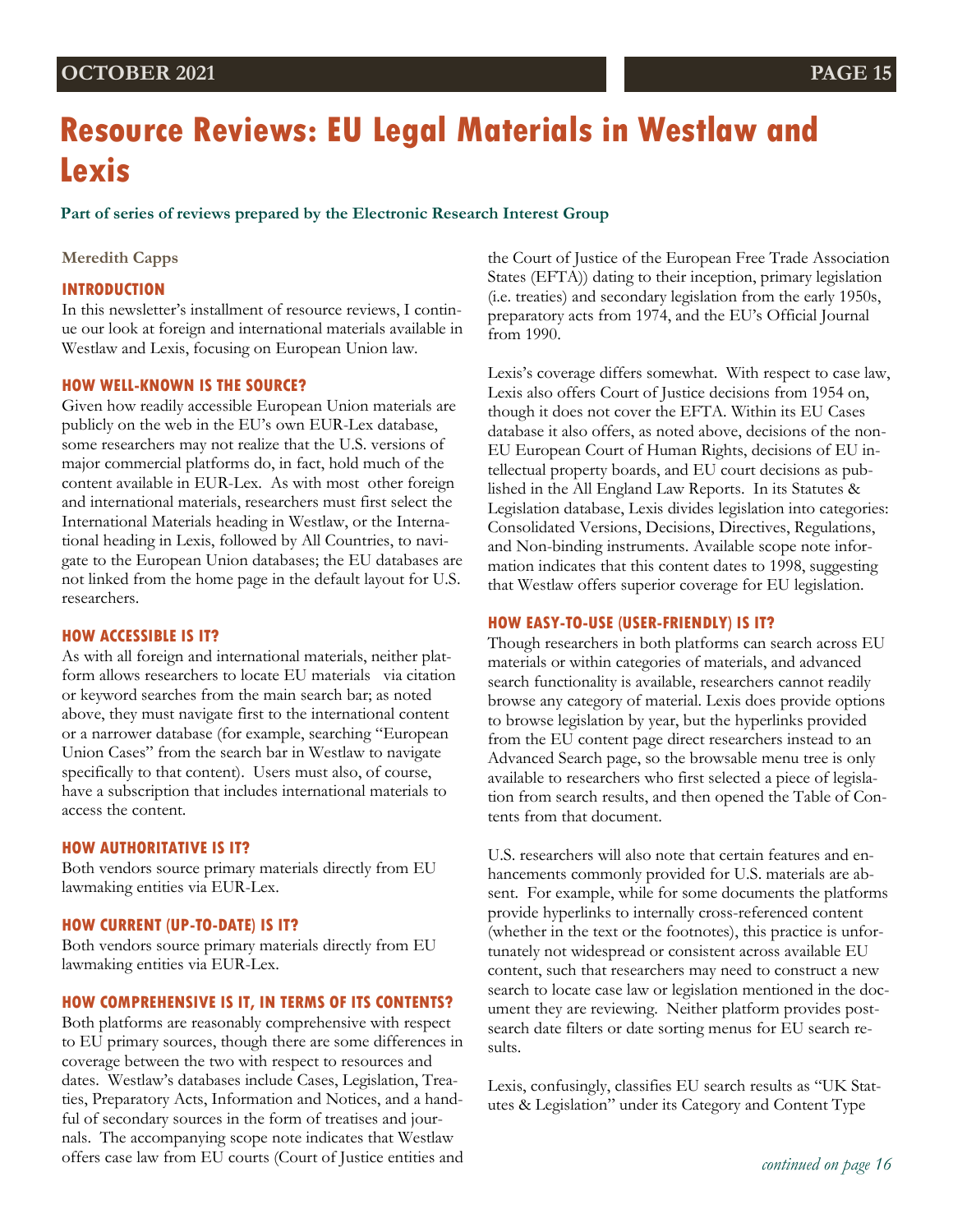# Resource Reviews: EU Legal Materials in Westlaw and Lexis

**Part of series of reviews prepared by the Electronic Research Interest Group**

**Meredith Capps**

### INTRODUCTION

In this newsletter's installment of resource reviews, I continue our look at foreign and international materials available in Westlaw and Lexis, focusing on European Union law.

### HOW WELL-KNOWN IS THE SOURCE?

Given how readily accessible European Union materials are publicly on the web in the EU's own EUR-Lex database, some researchers may not realize that the U.S. versions of major commercial platforms do, in fact, hold much of the content available in EUR-Lex. As with most other foreign and international materials, researchers must first select the International Materials heading in Westlaw, or the International heading in Lexis, followed by All Countries, to navigate to the European Union databases; the EU databases are not linked from the home page in the default layout for U.S. researchers.

### HOW ACCESSIBLE IS IT?

As with all foreign and international materials, neither platform allows researchers to locate EU materials via citation or keyword searches from the main search bar; as noted above, they must navigate first to the international content or a narrower database (for example, searching "European Union Cases" from the search bar in Westlaw to navigate specifically to that content). Users must also, of course, have a subscription that includes international materials to access the content.

### HOW AUTHORITATIVE IS IT?

Both vendors source primary materials directly from EU lawmaking entities via EUR-Lex.

### HOW CURRENT (UP-TO-DATE) IS IT?

Both vendors source primary materials directly from EU lawmaking entities via EUR-Lex.

### HOW COMPREHENSIVE IS IT, IN TERMS OF ITS CONTENTS?

Both platforms are reasonably comprehensive with respect to EU primary sources, though there are some differences in coverage between the two with respect to resources and dates. Westlaw's databases include Cases, Legislation, Treaties, Preparatory Acts, Information and Notices, and a handful of secondary sources in the form of treatises and journals. The accompanying scope note indicates that Westlaw offers case law from EU courts (Court of Justice entities and the Court of Justice of the European Free Trade Association States (EFTA)) dating to their inception, primary legislation (i.e. treaties) and secondary legislation from the early 1950s, preparatory acts from 1974, and the EU's Official Journal from 1990.

Lexis's coverage differs somewhat. With respect to case law, Lexis also offers Court of Justice decisions from 1954 on, though it does not cover the EFTA. Within its EU Cases database it also offers, as noted above, decisions of the non-EU European Court of Human Rights, decisions of EU intellectual property boards, and EU court decisions as published in the All England Law Reports. In its Statutes & Legislation database, Lexis divides legislation into categories: Consolidated Versions, Decisions, Directives, Regulations, and Non-binding instruments. Available scope note information indicates that this content dates to 1998, suggesting that Westlaw offers superior coverage for EU legislation.

### HOW EASY-TO-USE (USER-FRIENDLY) IS IT?

Though researchers in both platforms can search across EU materials or within categories of materials, and advanced search functionality is available, researchers cannot readily browse any category of material. Lexis does provide options to browse legislation by year, but the hyperlinks provided from the EU content page direct researchers instead to an Advanced Search page, so the browsable menu tree is only available to researchers who first selected a piece of legislation from search results, and then opened the Table of Contents from that document.

U.S. researchers will also note that certain features and enhancements commonly provided for U.S. materials are absent. For example, while for some documents the platforms provide hyperlinks to internally cross-referenced content (whether in the text or the footnotes), this practice is unfortunately not widespread or consistent across available EU content, such that researchers may need to construct a new search to locate case law or legislation mentioned in the document they are reviewing. Neither platform provides post-search date filters or date sorting menus for EU search results.

Lexis, confusingly, classifies EU search results as "UK Statutes & Legislation" under its Category and Content Type

*continued on page 16*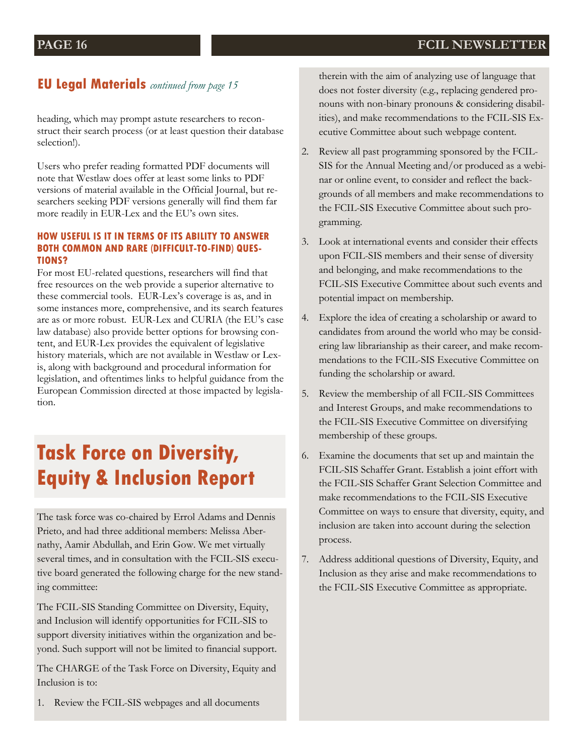## EU Legal Materials *continued from page 15*

heading, which may prompt astute researchers to reconstruct their search process (or at least question their database selection!).

Users who prefer reading formatted PDF documents will note that Westlaw does offer at least some links to PDF versions of material available in the Official Journal, but researchers seeking PDF versions generally will find them far more readily in EUR-Lex and the EU's own sites.

### HOW USEFUL IS IT IN TERMS OF ITS ABILITY TO ANSWER BOTH COMMON AND RARE (DIFFICULT-TO-FIND) QUESTIONS?

For most EU-related questions, researchers will find that free resources on the web provide a superior alternative to these commercial tools. EUR-Lex's coverage is as, and in some instances more, comprehensive, and its search features are as or more robust. EUR-Lex and CURIA (the EU's case law database) also provide better options for browsing content, and EUR-Lex provides the equivalent of legislative history materials, which are not available in Westlaw or Lexis, along with background and procedural information for legislation, and oftentimes links to helpful guidance from the European Commission directed at those impacted by legislation.

# Task Force on Diversity, Equity & Inclusion Report

The task force was co-chaired by Errol Adams and Dennis Prieto, and had three additional members: Melissa Abernathy, Aamir Abdullah, and Erin Gow. We met virtually several times, and in consultation with the FCIL-SIS executive board generated the following charge for the new standing committee:

The FCIL-SIS Standing Committee on Diversity, Equity, and Inclusion will identify opportunities for FCIL-SIS to support diversity initiatives within the organization and beyond. Such support will not be limited to financial support.

The CHARGE of the Task Force on Diversity, Equity and Inclusion is to:

1. Review the FCIL-SIS webpages and all documents therein with the aim of analyzing use of language that does not foster diversity (e.g., replacing gendered pronouns with non-binary pronouns & considering disabilities), and make recommendations to the FCIL-SIS Executive Committee about such webpage content.
2. Review all past programming sponsored by the FCIL-SIS for the Annual Meeting and/or produced as a webinar or online event, to consider and reflect the backgrounds of all members and make recommendations to the FCIL-SIS Executive Committee about such programming.
3. Look at international events and consider their effects upon FCIL-SIS members and their sense of diversity and belonging, and make recommendations to the FCIL-SIS Executive Committee about such events and potential impact on membership.
4. Explore the idea of creating a scholarship or award to candidates from around the world who may be considering law librarianship as their career, and make recommendations to the FCIL-SIS Executive Committee on funding the scholarship or award.
5. Review the membership of all FCIL-SIS Committees and Interest Groups, and make recommendations to the FCIL-SIS Executive Committee on diversifying membership of these groups.
6. Examine the documents that set up and maintain the FCIL-SIS Schaffer Grant. Establish a joint effort with the FCIL-SIS Schaffer Grant Selection Committee and make recommendations to the FCIL-SIS Executive Committee on ways to ensure that diversity, equity, and inclusion are taken into account during the selection process.
7. Address additional questions of Diversity, Equity, and Inclusion as they arise and make recommendations to the FCIL-SIS Executive Committee as appropriate.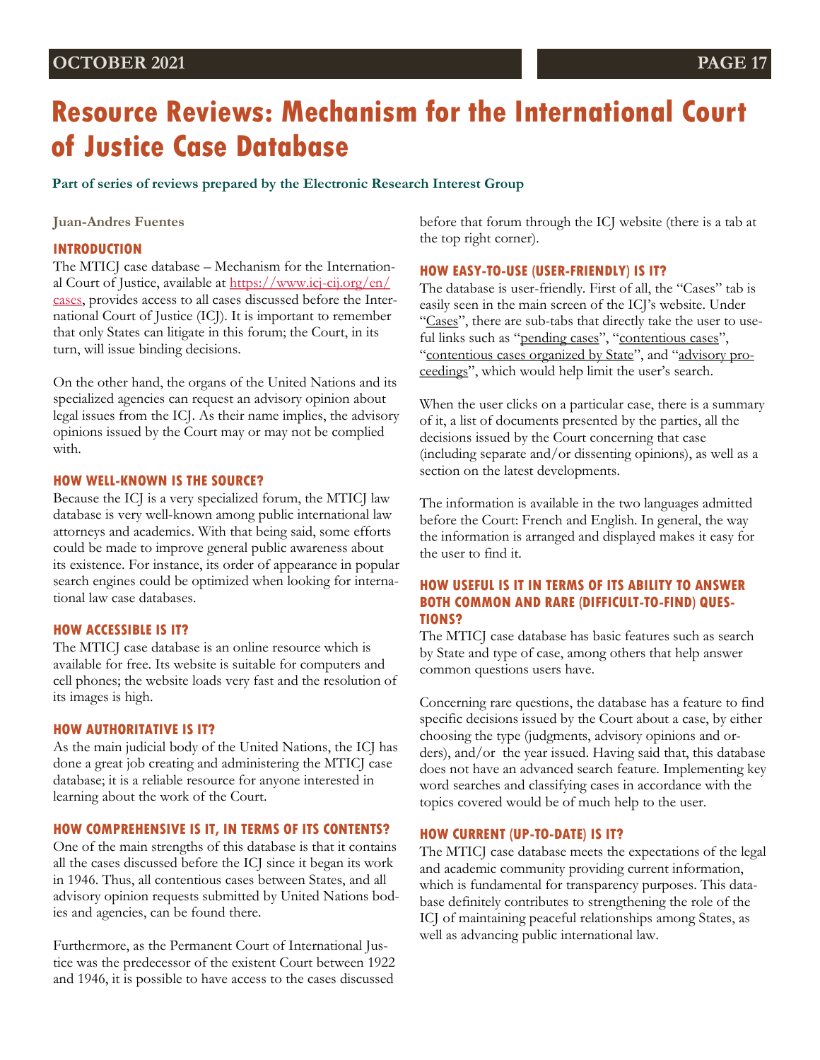# Resource Reviews: Mechanism for the International Court of Justice Case Database

**Part of series of reviews prepared by the Electronic Research Interest Group**

**Juan-Andres Fuentes**

## INTRODUCTION

The MTICJ case database – Mechanism for the International Court of Justice, available at https://www.icj-cij.org/en/cases, provides access to all cases discussed before the International Court of Justice (ICJ). It is important to remember that only States can litigate in this forum; the Court, in its turn, will issue binding decisions.

On the other hand, the organs of the United Nations and its specialized agencies can request an advisory opinion about legal issues from the ICJ. As their name implies, the advisory opinions issued by the Court may or may not be complied with.

## HOW WELL-KNOWN IS THE SOURCE?

Because the ICJ is a very specialized forum, the MTICJ law database is very well-known among public international law attorneys and academics. With that being said, some efforts could be made to improve general public awareness about its existence. For instance, its order of appearance in popular search engines could be optimized when looking for international law case databases.

## HOW ACCESSIBLE IS IT?

The MTICJ case database is an online resource which is available for free. Its website is suitable for computers and cell phones; the website loads very fast and the resolution of its images is high.

## HOW AUTHORITATIVE IS IT?

As the main judicial body of the United Nations, the ICJ has done a great job creating and administering the MTICJ case database; it is a reliable resource for anyone interested in learning about the work of the Court.

## HOW COMPREHENSIVE IS IT, IN TERMS OF ITS CONTENTS?

One of the main strengths of this database is that it contains all the cases discussed before the ICJ since it began its work in 1946. Thus, all contentious cases between States, and all advisory opinion requests submitted by United Nations bodies and agencies, can be found there.

Furthermore, as the Permanent Court of International Justice was the predecessor of the existent Court between 1922 and 1946, it is possible to have access to the cases discussed before that forum through the ICJ website (there is a tab at the top right corner).

## HOW EASY-TO-USE (USER-FRIENDLY) IS IT?

The database is user-friendly. First of all, the "Cases" tab is easily seen in the main screen of the ICJ's website. Under "Cases", there are sub-tabs that directly take the user to useful links such as "pending cases", "contentious cases", "contentious cases organized by State", and "advisory proceedings", which would help limit the user's search.

When the user clicks on a particular case, there is a summary of it, a list of documents presented by the parties, all the decisions issued by the Court concerning that case (including separate and/or dissenting opinions), as well as a section on the latest developments.

The information is available in the two languages admitted before the Court: French and English. In general, the way the information is arranged and displayed makes it easy for the user to find it.

## HOW USEFUL IS IT IN TERMS OF ITS ABILITY TO ANSWER BOTH COMMON AND RARE (DIFFICULT-TO-FIND) QUESTIONS?

The MTICJ case database has basic features such as search by State and type of case, among others that help answer common questions users have.

Concerning rare questions, the database has a feature to find specific decisions issued by the Court about a case, by either choosing the type (judgments, advisory opinions and orders), and/or the year issued. Having said that, this database does not have an advanced search feature. Implementing key word searches and classifying cases in accordance with the topics covered would be of much help to the user.

## HOW CURRENT (UP-TO-DATE) IS IT?

The MTICJ case database meets the expectations of the legal and academic community providing current information, which is fundamental for transparency purposes. This database definitely contributes to strengthening the role of the ICJ of maintaining peaceful relationships among States, as well as advancing public international law.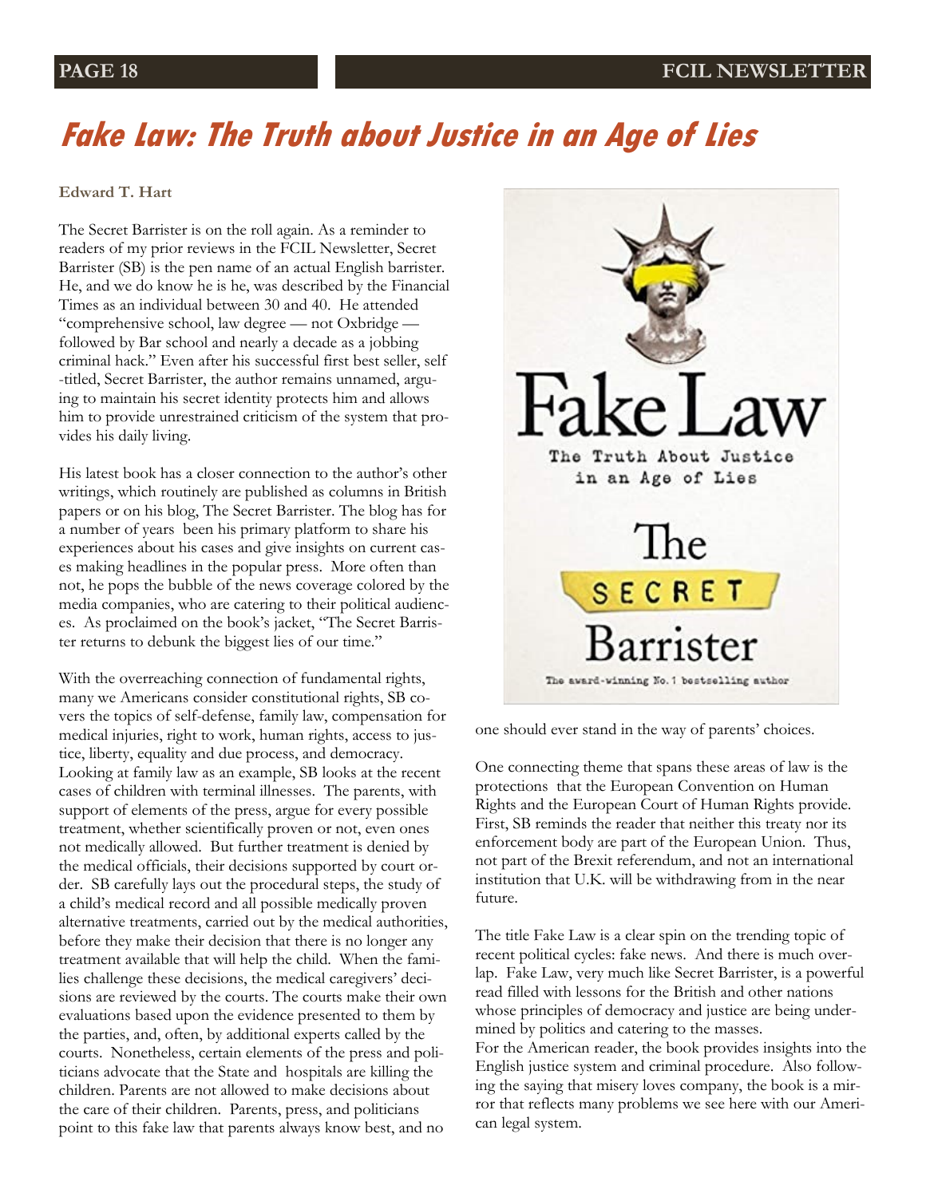# Fake Law: The Truth about Justice in an Age of Lies

**Edward T. Hart**

The Secret Barrister is on the roll again. As a reminder to readers of my prior reviews in the FCIL Newsletter, Secret Barrister (SB) is the pen name of an actual English barrister. He, and we do know he is he, was described by the Financial Times as an individual between 30 and 40. He attended "comprehensive school, law degree — not Oxbridge — followed by Bar school and nearly a decade as a jobbing criminal hack." Even after his successful first best seller, self-titled, Secret Barrister, the author remains unnamed, arguing to maintain his secret identity protects him and allows him to provide unrestrained criticism of the system that provides his daily living.

His latest book has a closer connection to the author's other writings, which routinely are published as columns in British papers or on his blog, The Secret Barrister. The blog has for a number of years been his primary platform to share his experiences about his cases and give insights on current cases making headlines in the popular press. More often than not, he pops the bubble of the news coverage colored by the media companies, who are catering to their political audiences. As proclaimed on the book's jacket, "The Secret Barrister returns to debunk the biggest lies of our time."

With the overreaching connection of fundamental rights, many we Americans consider constitutional rights, SB covers the topics of self-defense, family law, compensation for medical injuries, right to work, human rights, access to justice, liberty, equality and due process, and democracy. Looking at family law as an example, SB looks at the recent cases of children with terminal illnesses. The parents, with support of elements of the press, argue for every possible treatment, whether scientifically proven or not, even ones not medically allowed. But further treatment is denied by the medical officials, their decisions supported by court order. SB carefully lays out the procedural steps, the study of a child's medical record and all possible medically proven alternative treatments, carried out by the medical authorities, before they make their decision that there is no longer any treatment available that will help the child. When the families challenge these decisions, the medical caregivers' decisions are reviewed by the courts. The courts make their own evaluations based upon the evidence presented to them by the parties, and, often, by additional experts called by the courts. Nonetheless, certain elements of the press and politicians advocate that the State and hospitals are killing the children. Parents are not allowed to make decisions about the care of their children. Parents, press, and politicians point to this fake law that parents always know best, and no one should ever stand in the way of parents' choices.

One connecting theme that spans these areas of law is the protections that the European Convention on Human Rights and the European Court of Human Rights provide. First, SB reminds the reader that neither this treaty nor its enforcement body are part of the European Union. Thus, not part of the Brexit referendum, and not an international institution that U.K. will be withdrawing from in the near future.

The title Fake Law is a clear spin on the trending topic of recent political cycles: fake news. And there is much overlap. Fake Law, very much like Secret Barrister, is a powerful read filled with lessons for the British and other nations whose principles of democracy and justice are being undermined by politics and catering to the masses.

For the American reader, the book provides insights into the English justice system and criminal procedure. Also following the saying that misery loves company, the book is a mirror that reflects many problems we see here with our American legal system.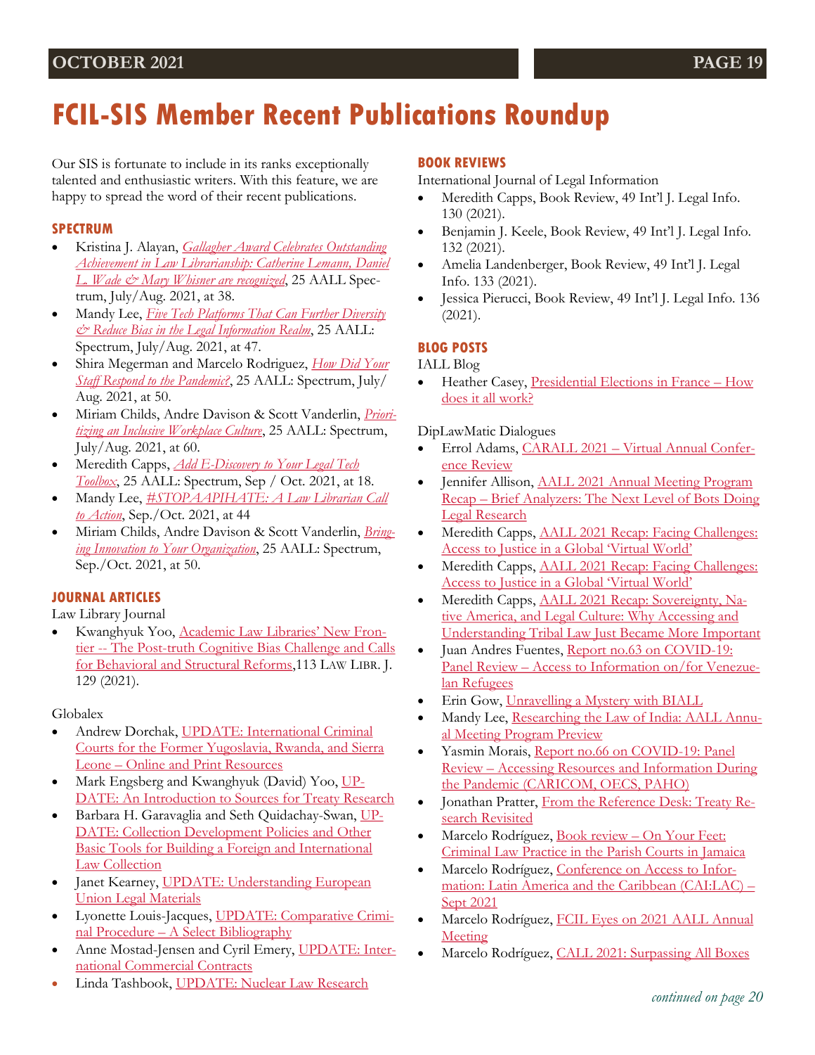# FCIL-SIS Member Recent Publications Roundup

Our SIS is fortunate to include in its ranks exceptionally talented and enthusiastic writers. With this feature, we are happy to spread the word of their recent publications.

### SPECTRUM

- Kristina J. Alayan, *Gallagher Award Celebrates Outstanding Achievement in Law Librarianship: Catherine Lemann, Daniel L. Wade & Mary Whisner are recognized*, 25 AALL Spectrum, July/Aug. 2021, at 38.
- Mandy Lee, *Five Tech Platforms That Can Further Diversity & Reduce Bias in the Legal Information Realm*, 25 AALL: Spectrum, July/Aug. 2021, at 47.
- Shira Megerman and Marcelo Rodriguez, *How Did Your Staff Respond to the Pandemic?*, 25 AALL: Spectrum, July/Aug. 2021, at 50.
- Miriam Childs, Andre Davison & Scott Vanderlin, *Prioritizing an Inclusive Workplace Culture*, 25 AALL: Spectrum, July/Aug. 2021, at 60.
- Meredith Capps, *Add E-Discovery to Your Legal Tech Toolbox*, 25 AALL: Spectrum, Sep / Oct. 2021, at 18.
- Mandy Lee, *#STOPAAPIHATE: A Law Librarian Call to Action*, Sep./Oct. 2021, at 44
- Miriam Childs, Andre Davison & Scott Vanderlin, *Bringing Innovation to Your Organization*, 25 AALL: Spectrum, Sep./Oct. 2021, at 50.

### JOURNAL ARTICLES

Law Library Journal

- Kwanghyuk Yoo, Academic Law Libraries' New Frontier -- The Post-truth Cognitive Bias Challenge and Calls for Behavioral and Structural Reforms,113 LAW LIBR. J. 129 (2021).

Globalex

- Andrew Dorchak, UPDATE: International Criminal Courts for the Former Yugoslavia, Rwanda, and Sierra Leone – Online and Print Resources
- Mark Engsberg and Kwanghyuk (David) Yoo, UPDATE: An Introduction to Sources for Treaty Research
- Barbara H. Garavaglia and Seth Quidachay-Swan, UPDATE: Collection Development Policies and Other Basic Tools for Building a Foreign and International Law Collection
- Janet Kearney, UPDATE: Understanding European Union Legal Materials
- Lyonette Louis-Jacques, UPDATE: Comparative Criminal Procedure – A Select Bibliography
- Anne Mostad-Jensen and Cyril Emery, UPDATE: International Commercial Contracts
- Linda Tashbook, UPDATE: Nuclear Law Research

### BOOK REVIEWS

International Journal of Legal Information

- Meredith Capps, Book Review, 49 Int'l J. Legal Info. 130 (2021).
- Benjamin J. Keele, Book Review, 49 Int'l J. Legal Info. 132 (2021).
- Amelia Landenberger, Book Review, 49 Int'l J. Legal Info. 133 (2021).
- Jessica Pierucci, Book Review, 49 Int'l J. Legal Info. 136 (2021).

### BLOG POSTS

IALL Blog

- Heather Casey, Presidential Elections in France – How does it all work?

DipLawMatic Dialogues

- Errol Adams, CARALL 2021 – Virtual Annual Conference Review
- Jennifer Allison, AALL 2021 Annual Meeting Program Recap – Brief Analyzers: The Next Level of Bots Doing Legal Research
- Meredith Capps, AALL 2021 Recap: Facing Challenges: Access to Justice in a Global 'Virtual World'
- Meredith Capps, AALL 2021 Recap: Facing Challenges: Access to Justice in a Global 'Virtual World'
- Meredith Capps, AALL 2021 Recap: Sovereignty, Native America, and Legal Culture: Why Accessing and Understanding Tribal Law Just Became More Important
- Juan Andres Fuentes, Report no.63 on COVID-19: Panel Review – Access to Information on/for Venezuelan Refugees
- Erin Gow, Unravelling a Mystery with BIALL
- Mandy Lee, Researching the Law of India: AALL Annual Meeting Program Preview
- Yasmin Morais, Report no.66 on COVID-19: Panel Review – Accessing Resources and Information During the Pandemic (CARICOM, OECS, PAHO)
- Jonathan Pratter, From the Reference Desk: Treaty Research Revisited
- Marcelo Rodríguez, Book review – On Your Feet: Criminal Law Practice in the Parish Courts in Jamaica
- Marcelo Rodríguez, Conference on Access to Information: Latin America and the Caribbean (CAI:LAC) – Sept 2021
- Marcelo Rodríguez, FCIL Eyes on 2021 AALL Annual Meeting
- Marcelo Rodríguez, CALL 2021: Surpassing All Boxes

*continued on page 20*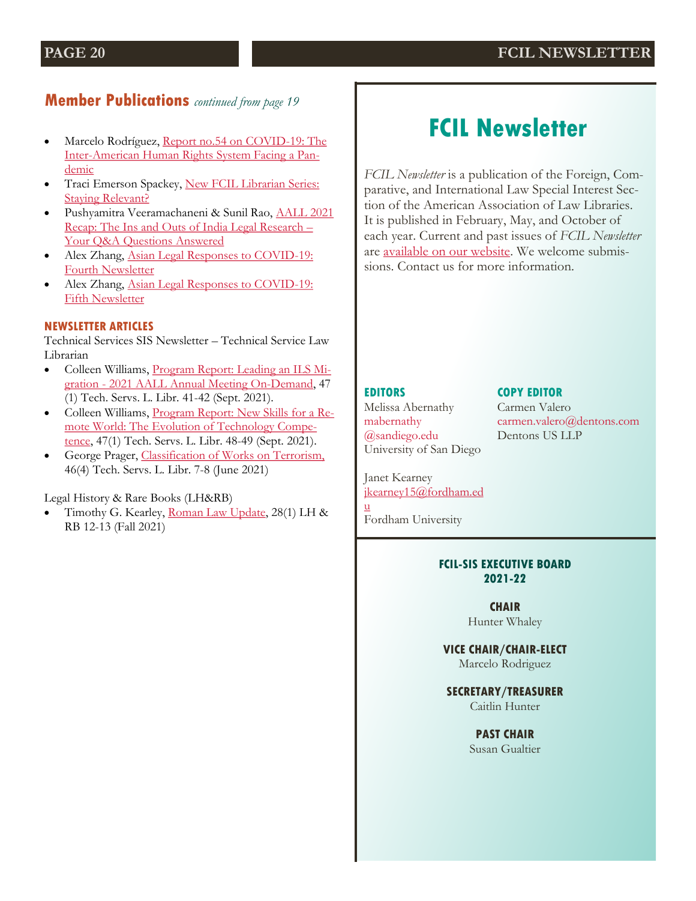## Member Publications *continued from page 19*

- Marcelo Rodríguez, Report no.54 on COVID-19: The Inter-American Human Rights System Facing a Pandemic
- Traci Emerson Spackey, New FCIL Librarian Series: Staying Relevant?
- Pushyamitra Veeramachaneni & Sunil Rao, AALL 2021 Recap: The Ins and Outs of India Legal Research – Your Q&A Questions Answered
- Alex Zhang, Asian Legal Responses to COVID-19: Fourth Newsletter
- Alex Zhang, Asian Legal Responses to COVID-19: Fifth Newsletter

### NEWSLETTER ARTICLES

Technical Services SIS Newsletter – Technical Service Law Librarian

- Colleen Williams, Program Report: Leading an ILS Migration - 2021 AALL Annual Meeting On-Demand, 47 (1) Tech. Servs. L. Libr. 41-42 (Sept. 2021).
- Colleen Williams, Program Report: New Skills for a Remote World: The Evolution of Technology Competence, 47(1) Tech. Servs. L. Libr. 48-49 (Sept. 2021).
- George Prager, Classification of Works on Terrorism, 46(4) Tech. Servs. L. Libr. 7-8 (June 2021)

Legal History & Rare Books (LH&RB)

- Timothy G. Kearley, Roman Law Update, 28(1) LH & RB 12-13 (Fall 2021)

# FCIL Newsletter

*FCIL Newsletter* is a publication of the Foreign, Comparative, and International Law Special Interest Section of the American Association of Law Libraries. It is published in February, May, and October of each year. Current and past issues of *FCIL Newsletter* are available on our website. We welcome submissions. Contact us for more information.

### EDITORS

Melissa Abernathy
mabernathy@sandiego.edu
University of San Diego

Janet Kearney
jkearney15@fordham.edu
Fordham University

### COPY EDITOR

Carmen Valero
carmen.valero@dentons.com
Dentons US LLP

### FCIL-SIS EXECUTIVE BOARD 2021-22

**CHAIR**
Hunter Whaley

**VICE CHAIR/CHAIR-ELECT**
Marcelo Rodriguez

**SECRETARY/TREASURER**
Caitlin Hunter

**PAST CHAIR**
Susan Gualtier